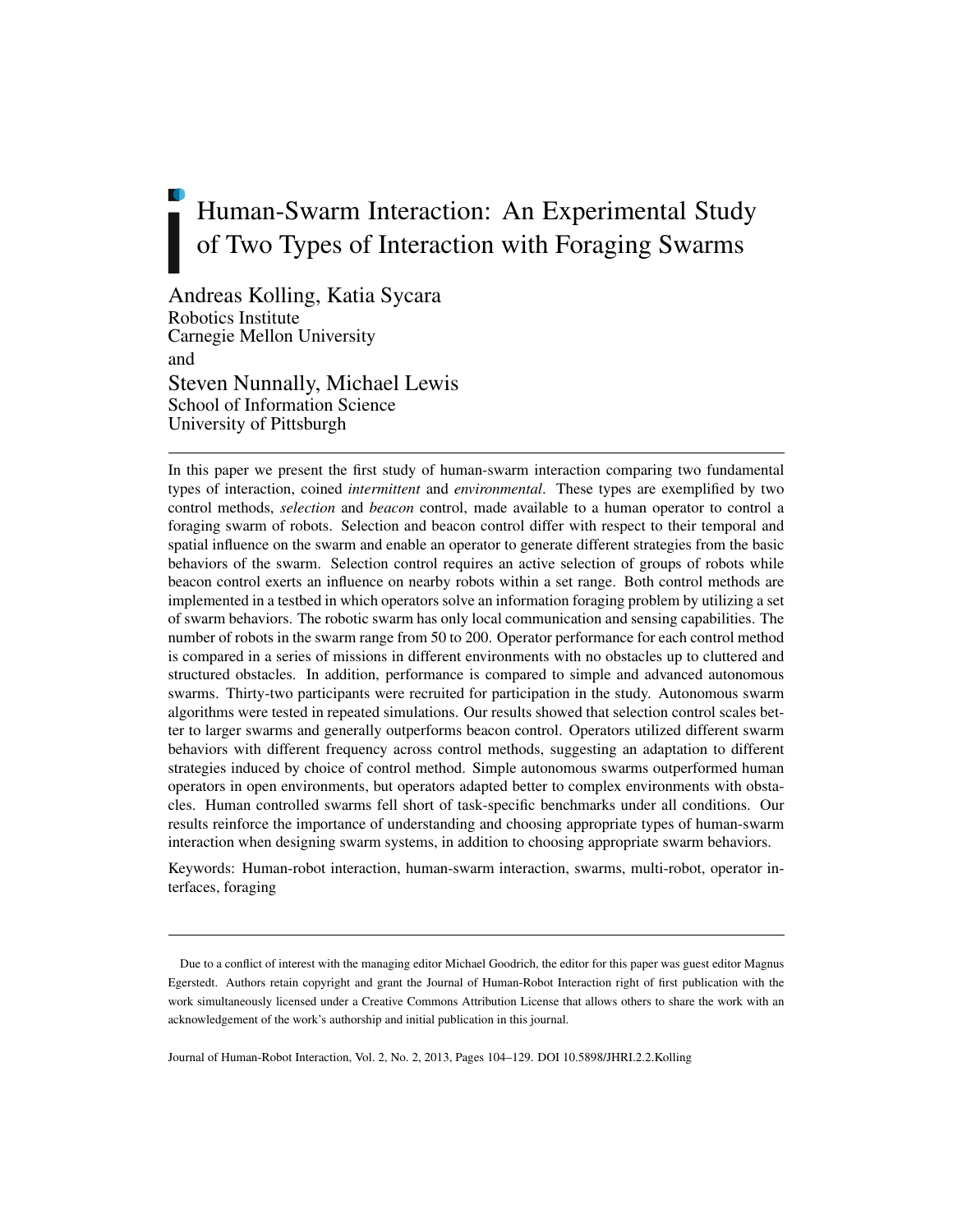# Human-Swarm Interaction: An Experimental Study of Two Types of Interaction with Foraging Swarms

Andreas Kolling, Katia Sycara
Robotics Institute
Carnegie Mellon University
and
Steven Nunnally, Michael Lewis
School of Information Science
University of Pittsburgh

---

In this paper we present the first study of human-swarm interaction comparing two fundamental types of interaction, coined *intermittent* and *environmental*. These types are exemplified by two control methods, *selection* and *beacon* control, made available to a human operator to control a foraging swarm of robots. Selection and beacon control differ with respect to their temporal and spatial influence on the swarm and enable an operator to generate different strategies from the basic behaviors of the swarm. Selection control requires an active selection of groups of robots while beacon control exerts an influence on nearby robots within a set range. Both control methods are implemented in a testbed in which operators solve an information foraging problem by utilizing a set of swarm behaviors. The robotic swarm has only local communication and sensing capabilities. The number of robots in the swarm range from 50 to 200. Operator performance for each control method is compared in a series of missions in different environments with no obstacles up to cluttered and structured obstacles. In addition, performance is compared to simple and advanced autonomous swarms. Thirty-two participants were recruited for participation in the study. Autonomous swarm algorithms were tested in repeated simulations. Our results showed that selection control scales better to larger swarms and generally outperforms beacon control. Operators utilized different swarm behaviors with different frequency across control methods, suggesting an adaptation to different strategies induced by choice of control method. Simple autonomous swarms outperformed human operators in open environments, but operators adapted better to complex environments with obstacles. Human controlled swarms fell short of task-specific benchmarks under all conditions. Our results reinforce the importance of understanding and choosing appropriate types of human-swarm interaction when designing swarm systems, in addition to choosing appropriate swarm behaviors.

Keywords: Human-robot interaction, human-swarm interaction, swarms, multi-robot, operator interfaces, foraging

---

Due to a conflict of interest with the managing editor Michael Goodrich, the editor for this paper was guest editor Magnus Egerstedt. Authors retain copyright and grant the Journal of Human-Robot Interaction right of first publication with the work simultaneously licensed under a Creative Commons Attribution License that allows others to share the work with an acknowledgement of the work's authorship and initial publication in this journal.

Journal of Human-Robot Interaction, Vol. 2, No. 2, 2013, Pages 104–129. DOI 10.5898/JHRI.2.2.Kolling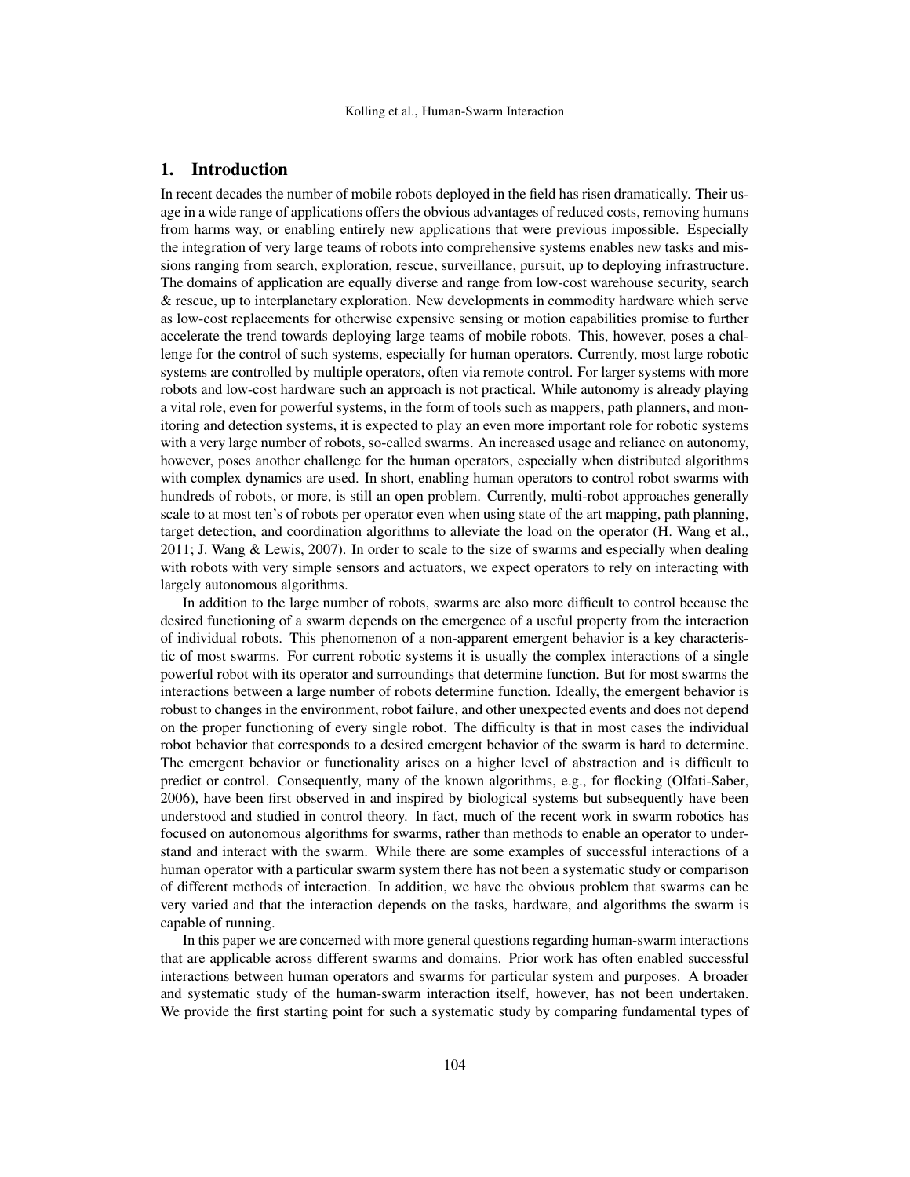## 1. Introduction

In recent decades the number of mobile robots deployed in the field has risen dramatically. Their usage in a wide range of applications offers the obvious advantages of reduced costs, removing humans from harms way, or enabling entirely new applications that were previous impossible. Especially the integration of very large teams of robots into comprehensive systems enables new tasks and missions ranging from search, exploration, rescue, surveillance, pursuit, up to deploying infrastructure. The domains of application are equally diverse and range from low-cost warehouse security, search & rescue, up to interplanetary exploration. New developments in commodity hardware which serve as low-cost replacements for otherwise expensive sensing or motion capabilities promise to further accelerate the trend towards deploying large teams of mobile robots. This, however, poses a challenge for the control of such systems, especially for human operators. Currently, most large robotic systems are controlled by multiple operators, often via remote control. For larger systems with more robots and low-cost hardware such an approach is not practical. While autonomy is already playing a vital role, even for powerful systems, in the form of tools such as mappers, path planners, and monitoring and detection systems, it is expected to play an even more important role for robotic systems with a very large number of robots, so-called swarms. An increased usage and reliance on autonomy, however, poses another challenge for the human operators, especially when distributed algorithms with complex dynamics are used. In short, enabling human operators to control robot swarms with hundreds of robots, or more, is still an open problem. Currently, multi-robot approaches generally scale to at most ten's of robots per operator even when using state of the art mapping, path planning, target detection, and coordination algorithms to alleviate the load on the operator (H. Wang et al., 2011; J. Wang & Lewis, 2007). In order to scale to the size of swarms and especially when dealing with robots with very simple sensors and actuators, we expect operators to rely on interacting with largely autonomous algorithms.

In addition to the large number of robots, swarms are also more difficult to control because the desired functioning of a swarm depends on the emergence of a useful property from the interaction of individual robots. This phenomenon of a non-apparent emergent behavior is a key characteristic of most swarms. For current robotic systems it is usually the complex interactions of a single powerful robot with its operator and surroundings that determine function. But for most swarms the interactions between a large number of robots determine function. Ideally, the emergent behavior is robust to changes in the environment, robot failure, and other unexpected events and does not depend on the proper functioning of every single robot. The difficulty is that in most cases the individual robot behavior that corresponds to a desired emergent behavior of the swarm is hard to determine. The emergent behavior or functionality arises on a higher level of abstraction and is difficult to predict or control. Consequently, many of the known algorithms, e.g., for flocking (Olfati-Saber, 2006), have been first observed in and inspired by biological systems but subsequently have been understood and studied in control theory. In fact, much of the recent work in swarm robotics has focused on autonomous algorithms for swarms, rather than methods to enable an operator to understand and interact with the swarm. While there are some examples of successful interactions of a human operator with a particular swarm system there has not been a systematic study or comparison of different methods of interaction. In addition, we have the obvious problem that swarms can be very varied and that the interaction depends on the tasks, hardware, and algorithms the swarm is capable of running.

In this paper we are concerned with more general questions regarding human-swarm interactions that are applicable across different swarms and domains. Prior work has often enabled successful interactions between human operators and swarms for particular system and purposes. A broader and systematic study of the human-swarm interaction itself, however, has not been undertaken. We provide the first starting point for such a systematic study by comparing fundamental types of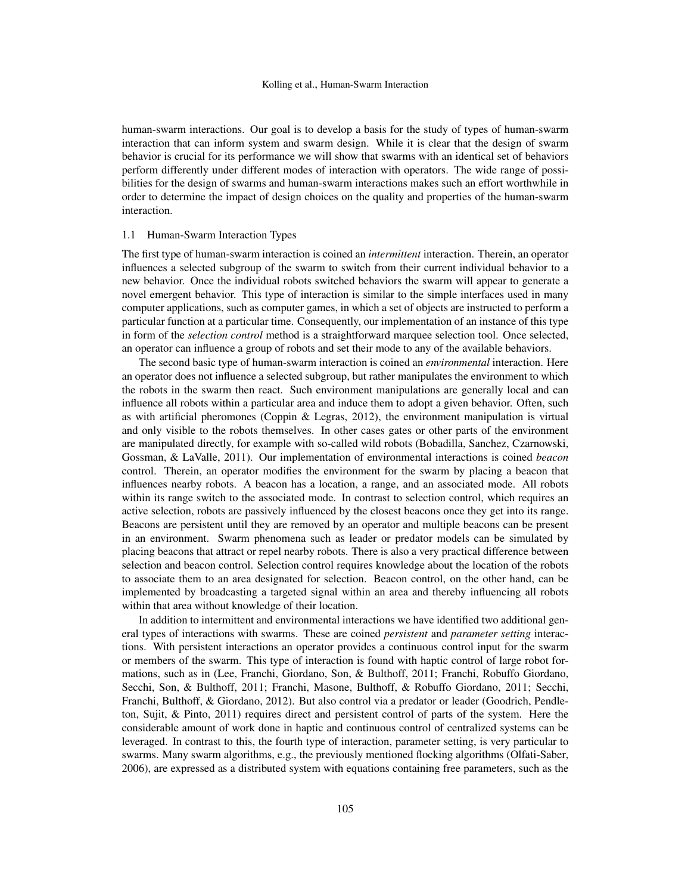human-swarm interactions. Our goal is to develop a basis for the study of types of human-swarm interaction that can inform system and swarm design. While it is clear that the design of swarm behavior is crucial for its performance we will show that swarms with an identical set of behaviors perform differently under different modes of interaction with operators. The wide range of possibilities for the design of swarms and human-swarm interactions makes such an effort worthwhile in order to determine the impact of design choices on the quality and properties of the human-swarm interaction.

### 1.1 Human-Swarm Interaction Types

The first type of human-swarm interaction is coined an *intermittent* interaction. Therein, an operator influences a selected subgroup of the swarm to switch from their current individual behavior to a new behavior. Once the individual robots switched behaviors the swarm will appear to generate a novel emergent behavior. This type of interaction is similar to the simple interfaces used in many computer applications, such as computer games, in which a set of objects are instructed to perform a particular function at a particular time. Consequently, our implementation of an instance of this type in form of the *selection control* method is a straightforward marquee selection tool. Once selected, an operator can influence a group of robots and set their mode to any of the available behaviors.

The second basic type of human-swarm interaction is coined an *environmental* interaction. Here an operator does not influence a selected subgroup, but rather manipulates the environment to which the robots in the swarm then react. Such environment manipulations are generally local and can influence all robots within a particular area and induce them to adopt a given behavior. Often, such as with artificial pheromones (Coppin & Legras, 2012), the environment manipulation is virtual and only visible to the robots themselves. In other cases gates or other parts of the environment are manipulated directly, for example with so-called wild robots (Bobadilla, Sanchez, Czarnowski, Gossman, & LaValle, 2011). Our implementation of environmental interactions is coined *beacon* control. Therein, an operator modifies the environment for the swarm by placing a beacon that influences nearby robots. A beacon has a location, a range, and an associated mode. All robots within its range switch to the associated mode. In contrast to selection control, which requires an active selection, robots are passively influenced by the closest beacons once they get into its range. Beacons are persistent until they are removed by an operator and multiple beacons can be present in an environment. Swarm phenomena such as leader or predator models can be simulated by placing beacons that attract or repel nearby robots. There is also a very practical difference between selection and beacon control. Selection control requires knowledge about the location of the robots to associate them to an area designated for selection. Beacon control, on the other hand, can be implemented by broadcasting a targeted signal within an area and thereby influencing all robots within that area without knowledge of their location.

In addition to intermittent and environmental interactions we have identified two additional general types of interactions with swarms. These are coined *persistent* and *parameter setting* interactions. With persistent interactions an operator provides a continuous control input for the swarm or members of the swarm. This type of interaction is found with haptic control of large robot formations, such as in (Lee, Franchi, Giordano, Son, & Bulthoff, 2011; Franchi, Robuffo Giordano, Secchi, Son, & Bulthoff, 2011; Franchi, Masone, Bulthoff, & Robuffo Giordano, 2011; Secchi, Franchi, Bulthoff, & Giordano, 2012). But also control via a predator or leader (Goodrich, Pendleton, Sujit, & Pinto, 2011) requires direct and persistent control of parts of the system. Here the considerable amount of work done in haptic and continuous control of centralized systems can be leveraged. In contrast to this, the fourth type of interaction, parameter setting, is very particular to swarms. Many swarm algorithms, e.g., the previously mentioned flocking algorithms (Olfati-Saber, 2006), are expressed as a distributed system with equations containing free parameters, such as the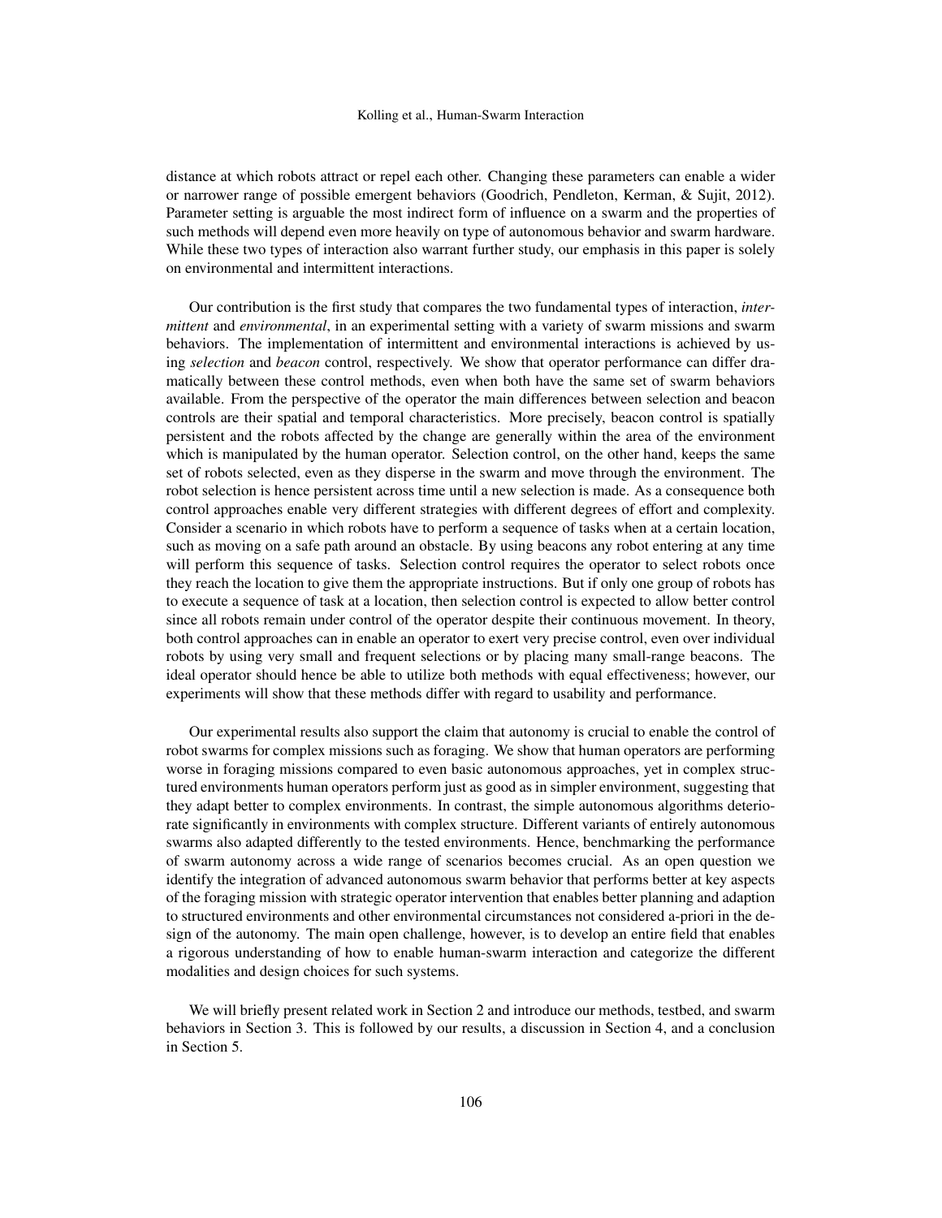distance at which robots attract or repel each other. Changing these parameters can enable a wider or narrower range of possible emergent behaviors (Goodrich, Pendleton, Kerman, & Sujit, 2012). Parameter setting is arguable the most indirect form of influence on a swarm and the properties of such methods will depend even more heavily on type of autonomous behavior and swarm hardware. While these two types of interaction also warrant further study, our emphasis in this paper is solely on environmental and intermittent interactions.

Our contribution is the first study that compares the two fundamental types of interaction, *intermittent* and *environmental*, in an experimental setting with a variety of swarm missions and swarm behaviors. The implementation of intermittent and environmental interactions is achieved by using *selection* and *beacon* control, respectively. We show that operator performance can differ dramatically between these control methods, even when both have the same set of swarm behaviors available. From the perspective of the operator the main differences between selection and beacon controls are their spatial and temporal characteristics. More precisely, beacon control is spatially persistent and the robots affected by the change are generally within the area of the environment which is manipulated by the human operator. Selection control, on the other hand, keeps the same set of robots selected, even as they disperse in the swarm and move through the environment. The robot selection is hence persistent across time until a new selection is made. As a consequence both control approaches enable very different strategies with different degrees of effort and complexity. Consider a scenario in which robots have to perform a sequence of tasks when at a certain location, such as moving on a safe path around an obstacle. By using beacons any robot entering at any time will perform this sequence of tasks. Selection control requires the operator to select robots once they reach the location to give them the appropriate instructions. But if only one group of robots has to execute a sequence of task at a location, then selection control is expected to allow better control since all robots remain under control of the operator despite their continuous movement. In theory, both control approaches can in enable an operator to exert very precise control, even over individual robots by using very small and frequent selections or by placing many small-range beacons. The ideal operator should hence be able to utilize both methods with equal effectiveness; however, our experiments will show that these methods differ with regard to usability and performance.

Our experimental results also support the claim that autonomy is crucial to enable the control of robot swarms for complex missions such as foraging. We show that human operators are performing worse in foraging missions compared to even basic autonomous approaches, yet in complex structured environments human operators perform just as good as in simpler environment, suggesting that they adapt better to complex environments. In contrast, the simple autonomous algorithms deteriorate significantly in environments with complex structure. Different variants of entirely autonomous swarms also adapted differently to the tested environments. Hence, benchmarking the performance of swarm autonomy across a wide range of scenarios becomes crucial. As an open question we identify the integration of advanced autonomous swarm behavior that performs better at key aspects of the foraging mission with strategic operator intervention that enables better planning and adaption to structured environments and other environmental circumstances not considered a-priori in the design of the autonomy. The main open challenge, however, is to develop an entire field that enables a rigorous understanding of how to enable human-swarm interaction and categorize the different modalities and design choices for such systems.

We will briefly present related work in Section 2 and introduce our methods, testbed, and swarm behaviors in Section 3. This is followed by our results, a discussion in Section 4, and a conclusion in Section 5.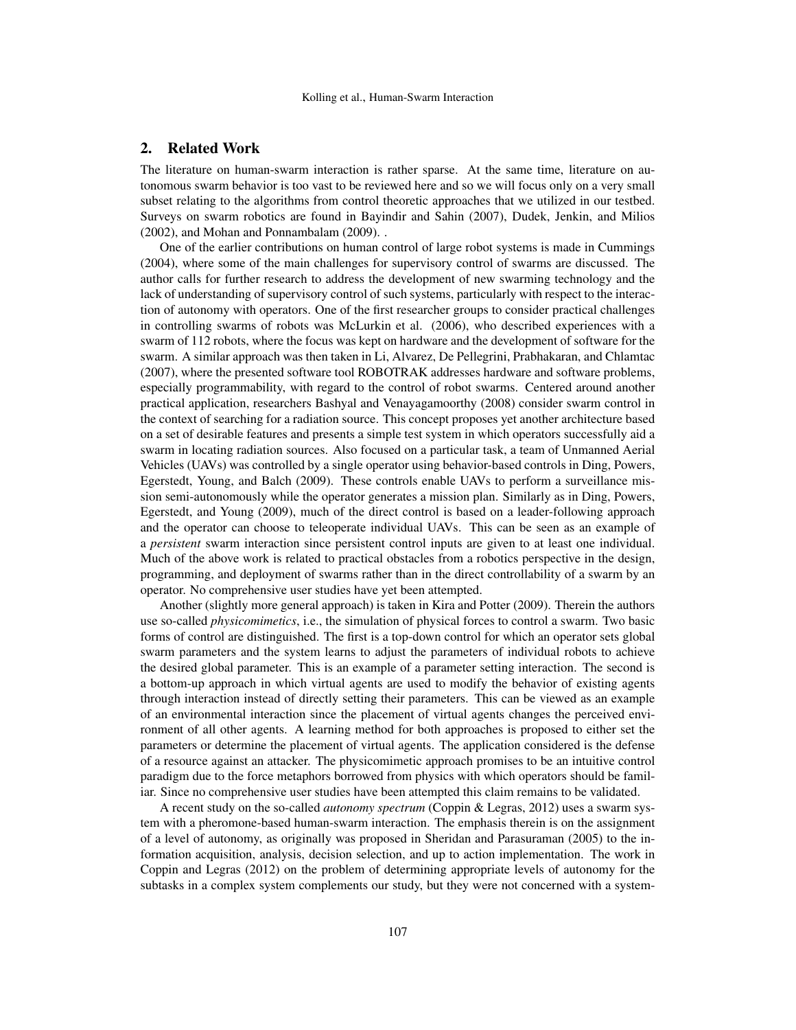## 2. Related Work

The literature on human-swarm interaction is rather sparse. At the same time, literature on autonomous swarm behavior is too vast to be reviewed here and so we will focus only on a very small subset relating to the algorithms from control theoretic approaches that we utilized in our testbed. Surveys on swarm robotics are found in Bayindir and Sahin (2007), Dudek, Jenkin, and Milios (2002), and Mohan and Ponnambalam (2009). .

One of the earlier contributions on human control of large robot systems is made in Cummings (2004), where some of the main challenges for supervisory control of swarms are discussed. The author calls for further research to address the development of new swarming technology and the lack of understanding of supervisory control of such systems, particularly with respect to the interaction of autonomy with operators. One of the first researcher groups to consider practical challenges in controlling swarms of robots was McLurkin et al. (2006), who described experiences with a swarm of 112 robots, where the focus was kept on hardware and the development of software for the swarm. A similar approach was then taken in Li, Alvarez, De Pellegrini, Prabhakaran, and Chlamtac (2007), where the presented software tool ROBOTRAK addresses hardware and software problems, especially programmability, with regard to the control of robot swarms. Centered around another practical application, researchers Bashyal and Venayagamoorthy (2008) consider swarm control in the context of searching for a radiation source. This concept proposes yet another architecture based on a set of desirable features and presents a simple test system in which operators successfully aid a swarm in locating radiation sources. Also focused on a particular task, a team of Unmanned Aerial Vehicles (UAVs) was controlled by a single operator using behavior-based controls in Ding, Powers, Egerstedt, Young, and Balch (2009). These controls enable UAVs to perform a surveillance mission semi-autonomously while the operator generates a mission plan. Similarly as in Ding, Powers, Egerstedt, and Young (2009), much of the direct control is based on a leader-following approach and the operator can choose to teleoperate individual UAVs. This can be seen as an example of a *persistent* swarm interaction since persistent control inputs are given to at least one individual. Much of the above work is related to practical obstacles from a robotics perspective in the design, programming, and deployment of swarms rather than in the direct controllability of a swarm by an operator. No comprehensive user studies have yet been attempted.

Another (slightly more general approach) is taken in Kira and Potter (2009). Therein the authors use so-called *physicomimetics*, i.e., the simulation of physical forces to control a swarm. Two basic forms of control are distinguished. The first is a top-down control for which an operator sets global swarm parameters and the system learns to adjust the parameters of individual robots to achieve the desired global parameter. This is an example of a parameter setting interaction. The second is a bottom-up approach in which virtual agents are used to modify the behavior of existing agents through interaction instead of directly setting their parameters. This can be viewed as an example of an environmental interaction since the placement of virtual agents changes the perceived environment of all other agents. A learning method for both approaches is proposed to either set the parameters or determine the placement of virtual agents. The application considered is the defense of a resource against an attacker. The physicomimetic approach promises to be an intuitive control paradigm due to the force metaphors borrowed from physics with which operators should be familiar. Since no comprehensive user studies have been attempted this claim remains to be validated.

A recent study on the so-called *autonomy spectrum* (Coppin & Legras, 2012) uses a swarm system with a pheromone-based human-swarm interaction. The emphasis therein is on the assignment of a level of autonomy, as originally was proposed in Sheridan and Parasuraman (2005) to the information acquisition, analysis, decision selection, and up to action implementation. The work in Coppin and Legras (2012) on the problem of determining appropriate levels of autonomy for the subtasks in a complex system complements our study, but they were not concerned with a system-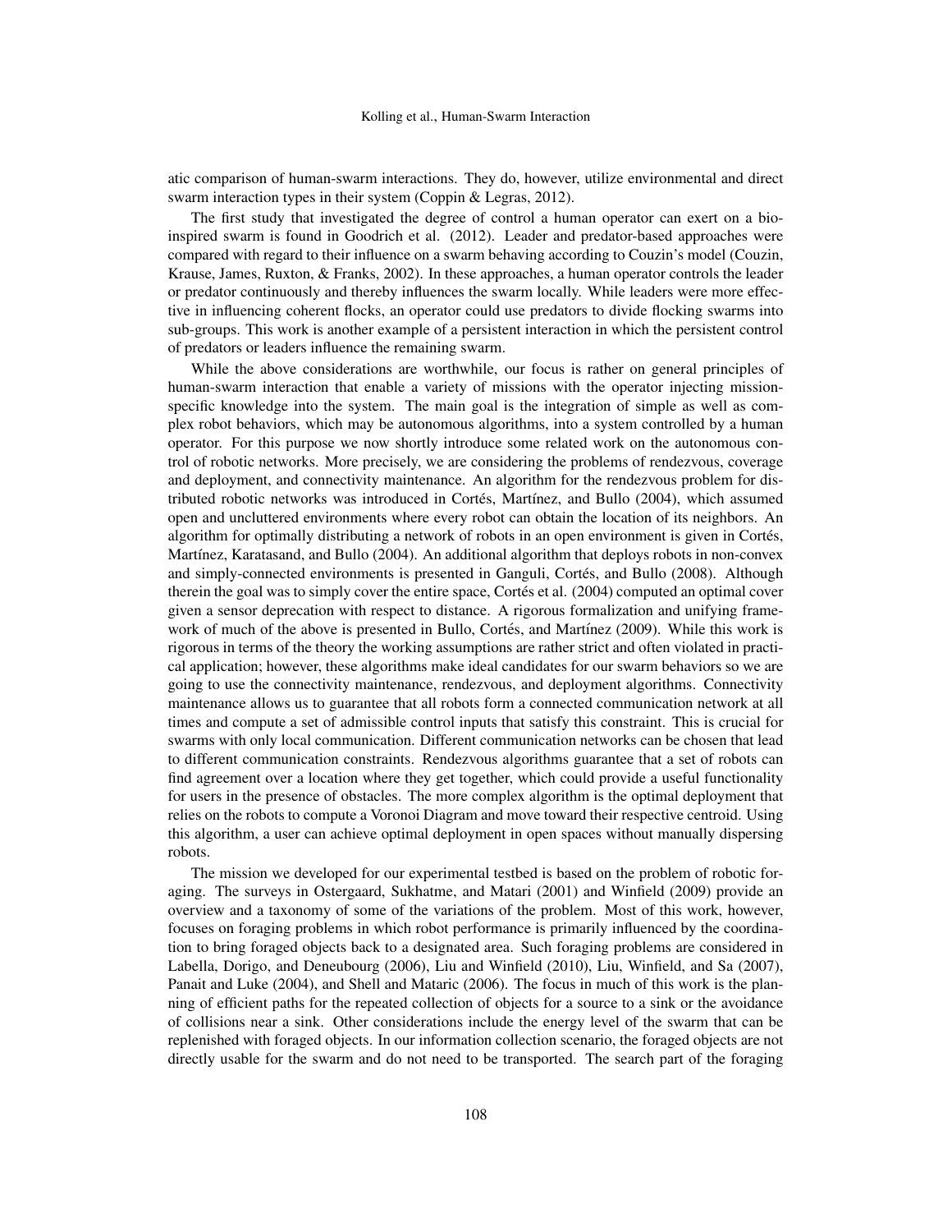atic comparison of human-swarm interactions. They do, however, utilize environmental and direct swarm interaction types in their system (Coppin & Legras, 2012).

The first study that investigated the degree of control a human operator can exert on a bio-inspired swarm is found in Goodrich et al. (2012). Leader and predator-based approaches were compared with regard to their influence on a swarm behaving according to Couzin's model (Couzin, Krause, James, Ruxton, & Franks, 2002). In these approaches, a human operator controls the leader or predator continuously and thereby influences the swarm locally. While leaders were more effective in influencing coherent flocks, an operator could use predators to divide flocking swarms into sub-groups. This work is another example of a persistent interaction in which the persistent control of predators or leaders influence the remaining swarm.

While the above considerations are worthwhile, our focus is rather on general principles of human-swarm interaction that enable a variety of missions with the operator injecting mission-specific knowledge into the system. The main goal is the integration of simple as well as complex robot behaviors, which may be autonomous algorithms, into a system controlled by a human operator. For this purpose we now shortly introduce some related work on the autonomous control of robotic networks. More precisely, we are considering the problems of rendezvous, coverage and deployment, and connectivity maintenance. An algorithm for the rendezvous problem for distributed robotic networks was introduced in Cortés, Martínez, and Bullo (2004), which assumed open and uncluttered environments where every robot can obtain the location of its neighbors. An algorithm for optimally distributing a network of robots in an open environment is given in Cortés, Martínez, Karatasand, and Bullo (2004). An additional algorithm that deploys robots in non-convex and simply-connected environments is presented in Ganguli, Cortés, and Bullo (2008). Although therein the goal was to simply cover the entire space, Cortés et al. (2004) computed an optimal cover given a sensor deprecation with respect to distance. A rigorous formalization and unifying framework of much of the above is presented in Bullo, Cortés, and Martínez (2009). While this work is rigorous in terms of the theory the working assumptions are rather strict and often violated in practical application; however, these algorithms make ideal candidates for our swarm behaviors so we are going to use the connectivity maintenance, rendezvous, and deployment algorithms. Connectivity maintenance allows us to guarantee that all robots form a connected communication network at all times and compute a set of admissible control inputs that satisfy this constraint. This is crucial for swarms with only local communication. Different communication networks can be chosen that lead to different communication constraints. Rendezvous algorithms guarantee that a set of robots can find agreement over a location where they get together, which could provide a useful functionality for users in the presence of obstacles. The more complex algorithm is the optimal deployment that relies on the robots to compute a Voronoi Diagram and move toward their respective centroid. Using this algorithm, a user can achieve optimal deployment in open spaces without manually dispersing robots.

The mission we developed for our experimental testbed is based on the problem of robotic foraging. The surveys in Ostergaard, Sukhatme, and Matari (2001) and Winfield (2009) provide an overview and a taxonomy of some of the variations of the problem. Most of this work, however, focuses on foraging problems in which robot performance is primarily influenced by the coordination to bring foraged objects back to a designated area. Such foraging problems are considered in Labella, Dorigo, and Deneubourg (2006), Liu and Winfield (2010), Liu, Winfield, and Sa (2007), Panait and Luke (2004), and Shell and Mataric (2006). The focus in much of this work is the planning of efficient paths for the repeated collection of objects for a source to a sink or the avoidance of collisions near a sink. Other considerations include the energy level of the swarm that can be replenished with foraged objects. In our information collection scenario, the foraged objects are not directly usable for the swarm and do not need to be transported. The search part of the foraging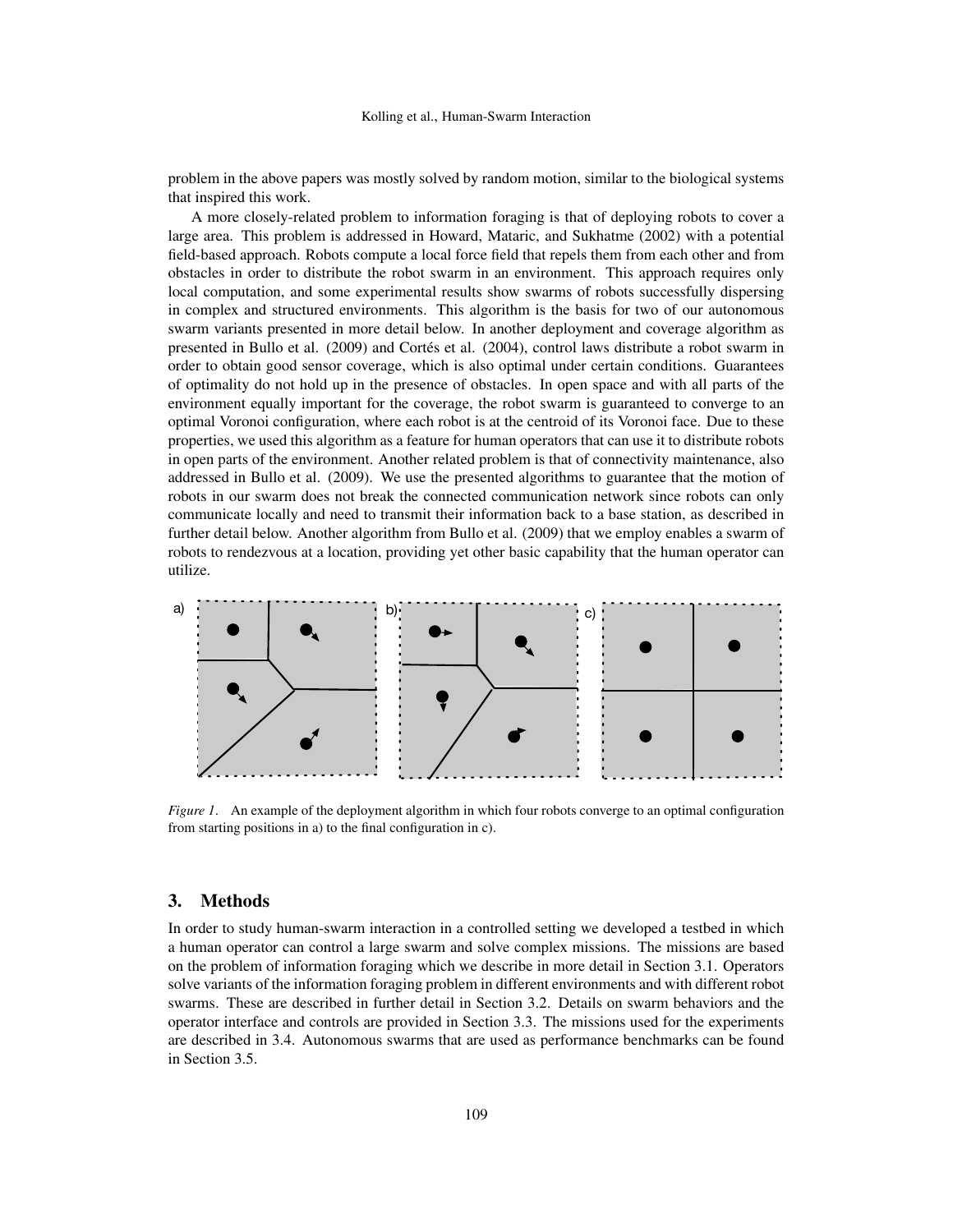problem in the above papers was mostly solved by random motion, similar to the biological systems that inspired this work.

A more closely-related problem to information foraging is that of deploying robots to cover a large area. This problem is addressed in Howard, Mataric, and Sukhatme (2002) with a potential field-based approach. Robots compute a local force field that repels them from each other and from obstacles in order to distribute the robot swarm in an environment. This approach requires only local computation, and some experimental results show swarms of robots successfully dispersing in complex and structured environments. This algorithm is the basis for two of our autonomous swarm variants presented in more detail below. In another deployment and coverage algorithm as presented in Bullo et al. (2009) and Cortés et al. (2004), control laws distribute a robot swarm in order to obtain good sensor coverage, which is also optimal under certain conditions. Guarantees of optimality do not hold up in the presence of obstacles. In open space and with all parts of the environment equally important for the coverage, the robot swarm is guaranteed to converge to an optimal Voronoi configuration, where each robot is at the centroid of its Voronoi face. Due to these properties, we used this algorithm as a feature for human operators that can use it to distribute robots in open parts of the environment. Another related problem is that of connectivity maintenance, also addressed in Bullo et al. (2009). We use the presented algorithms to guarantee that the motion of robots in our swarm does not break the connected communication network since robots can only communicate locally and need to transmit their information back to a base station, as described in further detail below. Another algorithm from Bullo et al. (2009) that we employ enables a swarm of robots to rendezvous at a location, providing yet other basic capability that the human operator can utilize.

*Figure 1*. An example of the deployment algorithm in which four robots converge to an optimal configuration from starting positions in a) to the final configuration in c).

## 3. Methods

In order to study human-swarm interaction in a controlled setting we developed a testbed in which a human operator can control a large swarm and solve complex missions. The missions are based on the problem of information foraging which we describe in more detail in Section 3.1. Operators solve variants of the information foraging problem in different environments and with different robot swarms. These are described in further detail in Section 3.2. Details on swarm behaviors and the operator interface and controls are provided in Section 3.3. The missions used for the experiments are described in 3.4. Autonomous swarms that are used as performance benchmarks can be found in Section 3.5.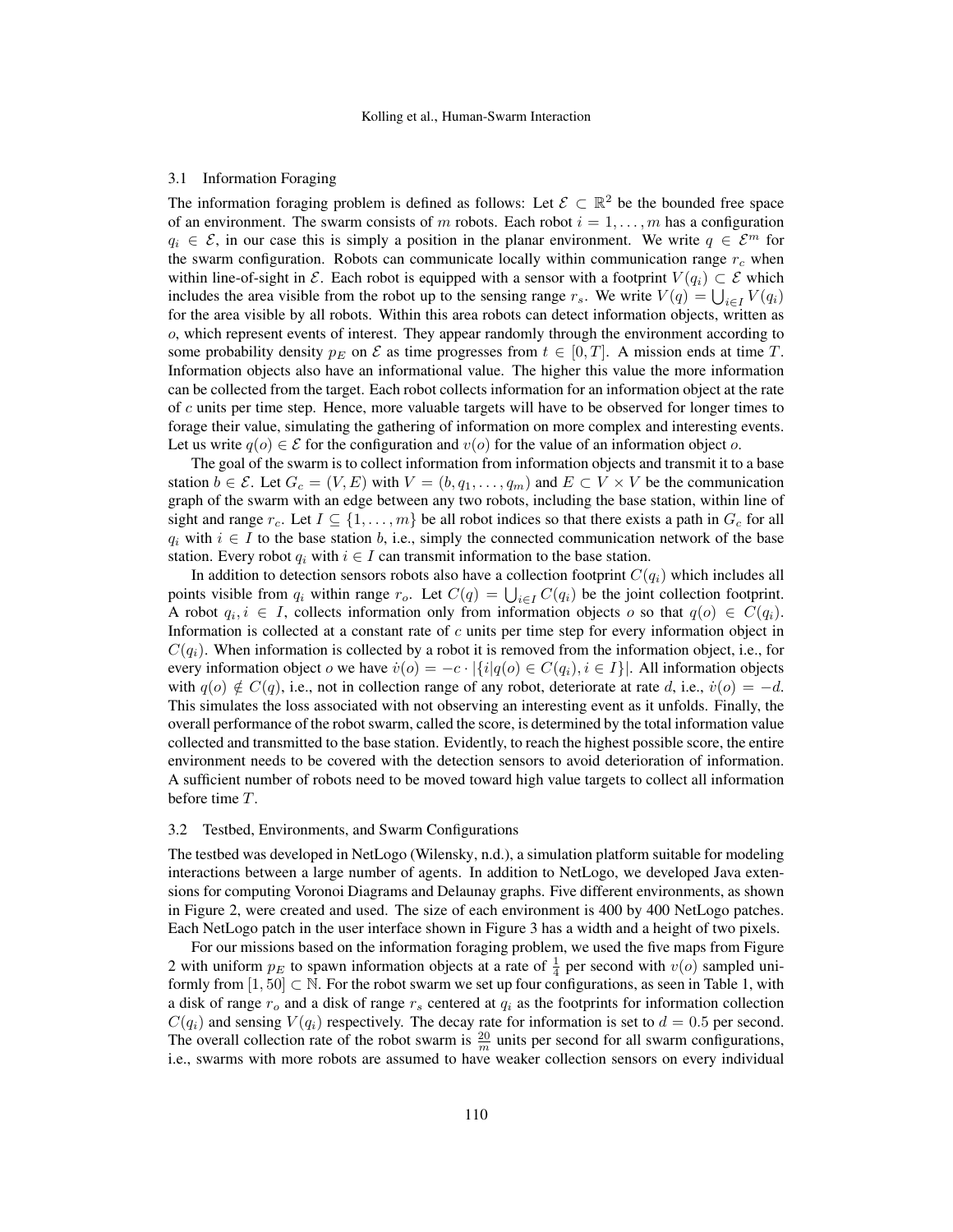### 3.1 Information Foraging

The information foraging problem is defined as follows: Let $\mathcal{E} \subset \mathbb{R}^2$ be the bounded free space of an environment. The swarm consists of $m$ robots. Each robot $i = 1, \ldots, m$ has a configuration $q_i \in \mathcal{E}$, in our case this is simply a position in the planar environment. We write $q \in \mathcal{E}^m$ for the swarm configuration. Robots can communicate locally within communication range $r_c$ when within line-of-sight in $\mathcal{E}$. Each robot is equipped with a sensor with a footprint $V(q_i) \subset \mathcal{E}$ which includes the area visible from the robot up to the sensing range $r_s$. We write $V(q) = \bigcup_{i \in I} V(q_i)$ for the area visible by all robots. Within this area robots can detect information objects, written as $o$, which represent events of interest. They appear randomly through the environment according to some probability density $p_E$ on $\mathcal{E}$ as time progresses from $t \in [0, T]$. A mission ends at time $T$. Information objects also have an informational value. The higher this value the more information can be collected from the target. Each robot collects information for an information object at the rate of $c$ units per time step. Hence, more valuable targets will have to be observed for longer times to forage their value, simulating the gathering of information on more complex and interesting events. Let us write $q(o) \in \mathcal{E}$ for the configuration and $v(o)$ for the value of an information object $o$.

The goal of the swarm is to collect information from information objects and transmit it to a base station $b \in \mathcal{E}$. Let $G_c = (V, E)$ with $V = (b, q_1, \ldots, q_m)$ and $E \subset V \times V$ be the communication graph of the swarm with an edge between any two robots, including the base station, within line of sight and range $r_c$. Let $I \subseteq \{1, \ldots, m\}$ be all robot indices so that there exists a path in $G_c$ for all $q_i$ with $i \in I$ to the base station $b$, i.e., simply the connected communication network of the base station. Every robot $q_i$ with $i \in I$ can transmit information to the base station.

In addition to detection sensors robots also have a collection footprint $C(q_i)$ which includes all points visible from $q_i$ within range $r_o$. Let $C(q) = \bigcup_{i \in I} C(q_i)$ be the joint collection footprint. A robot $q_i, i \in I$, collects information only from information objects $o$ so that $q(o) \in C(q_i)$. Information is collected at a constant rate of $c$ units per time step for every information object in $C(q_i)$. When information is collected by a robot it is removed from the information object, i.e., for every information object $o$ we have $\dot{v}(o) = -c \cdot |\{i | q(o) \in C(q_i), i \in I\}|$. All information objects with $q(o) \notin C(q)$, i.e., not in collection range of any robot, deteriorate at rate $d$, i.e., $\dot{v}(o) = -d$. This simulates the loss associated with not observing an interesting event as it unfolds. Finally, the overall performance of the robot swarm, called the score, is determined by the total information value collected and transmitted to the base station. Evidently, to reach the highest possible score, the entire environment needs to be covered with the detection sensors to avoid deterioration of information. A sufficient number of robots need to be moved toward high value targets to collect all information before time $T$.

### 3.2 Testbed, Environments, and Swarm Configurations

The testbed was developed in NetLogo (Wilensky, n.d.), a simulation platform suitable for modeling interactions between a large number of agents. In addition to NetLogo, we developed Java extensions for computing Voronoi Diagrams and Delaunay graphs. Five different environments, as shown in Figure 2, were created and used. The size of each environment is 400 by 400 NetLogo patches. Each NetLogo patch in the user interface shown in Figure 3 has a width and a height of two pixels.

For our missions based on the information foraging problem, we used the five maps from Figure 2 with uniform $p_E$ to spawn information objects at a rate of $\frac{1}{4}$ per second with $v(o)$ sampled uniformly from $[1, 50] \subset \mathbb{N}$. For the robot swarm we set up four configurations, as seen in Table 1, with a disk of range $r_o$ and a disk of range $r_s$ centered at $q_i$ as the footprints for information collection $C(q_i)$ and sensing $V(q_i)$ respectively. The decay rate for information is set to $d = 0.5$ per second. The overall collection rate of the robot swarm is $\frac{20}{m}$ units per second for all swarm configurations, i.e., swarms with more robots are assumed to have weaker collection sensors on every individual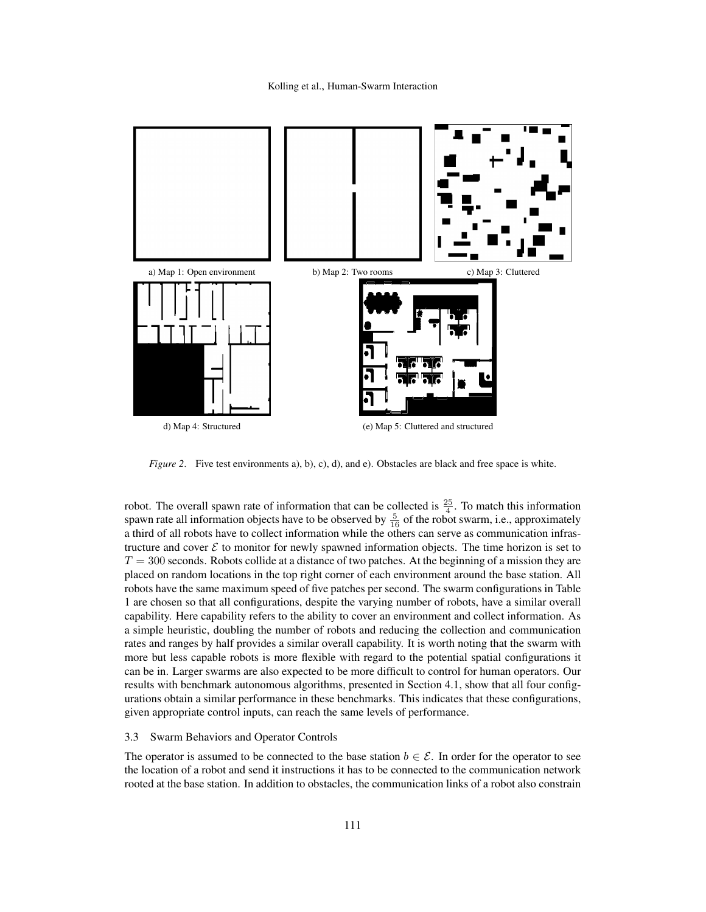a) Map 1: Open environment

b) Map 2: Two rooms

c) Map 3: Cluttered

d) Map 4: Structured

(e) Map 5: Cluttered and structured

*Figure 2*. Five test environments a), b), c), d), and e). Obstacles are black and free space is white.

robot. The overall spawn rate of information that can be collected is $\frac{25}{4}$. To match this information spawn rate all information objects have to be observed by $\frac{5}{16}$ of the robot swarm, i.e., approximately a third of all robots have to collect information while the others can serve as communication infrastructure and cover $\mathcal{E}$ to monitor for newly spawned information objects. The time horizon is set to $T = 300$ seconds. Robots collide at a distance of two patches. At the beginning of a mission they are placed on random locations in the top right corner of each environment around the base station. All robots have the same maximum speed of five patches per second. The swarm configurations in Table 1 are chosen so that all configurations, despite the varying number of robots, have a similar overall capability. Here capability refers to the ability to cover an environment and collect information. As a simple heuristic, doubling the number of robots and reducing the collection and communication rates and ranges by half provides a similar overall capability. It is worth noting that the swarm with more but less capable robots is more flexible with regard to the potential spatial configurations it can be in. Larger swarms are also expected to be more difficult to control for human operators. Our results with benchmark autonomous algorithms, presented in Section 4.1, show that all four configurations obtain a similar performance in these benchmarks. This indicates that these configurations, given appropriate control inputs, can reach the same levels of performance.

### 3.3 Swarm Behaviors and Operator Controls

The operator is assumed to be connected to the base station $b \in \mathcal{E}$. In order for the operator to see the location of a robot and send it instructions it has to be connected to the communication network rooted at the base station. In addition to obstacles, the communication links of a robot also constrain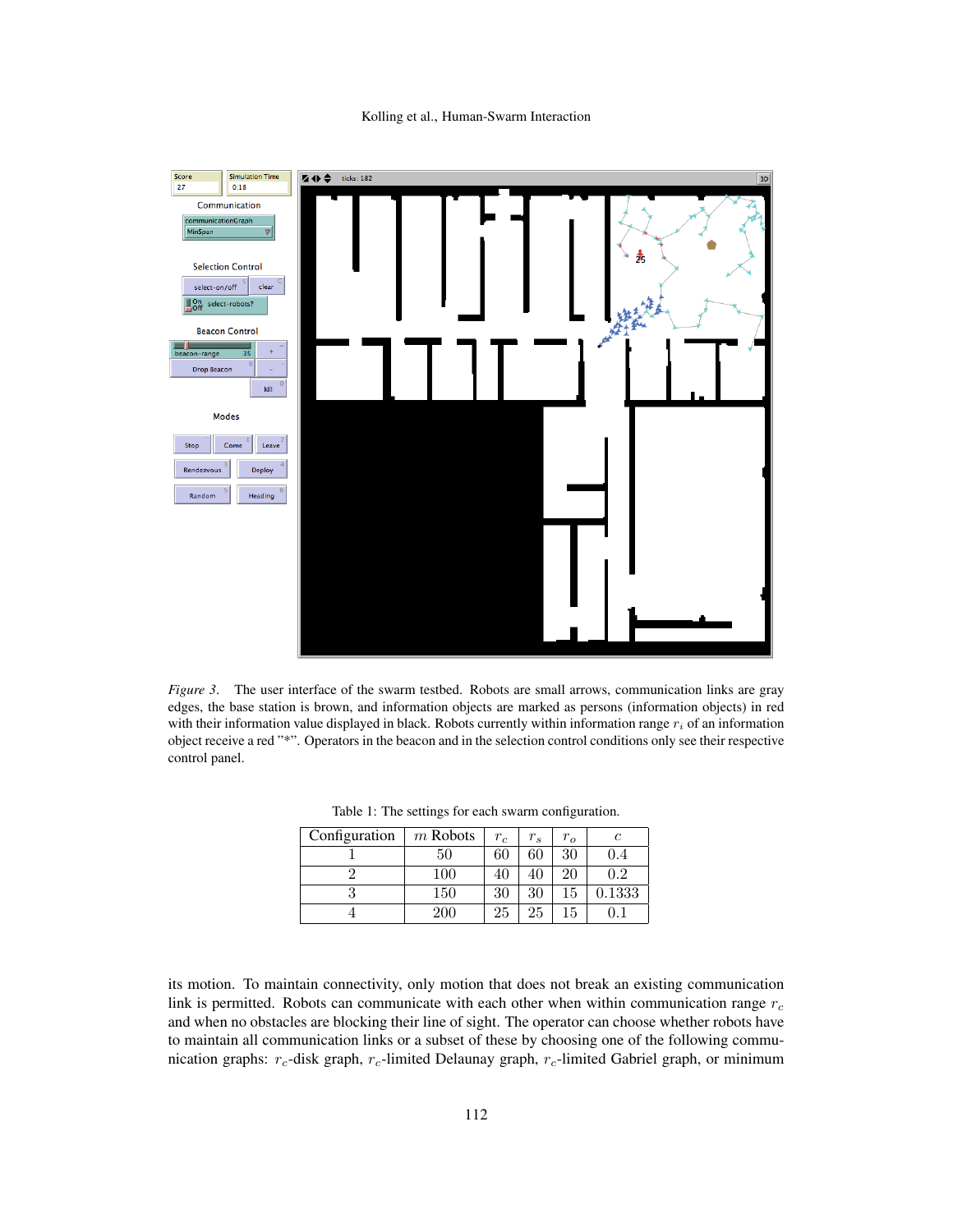*Figure 3*. The user interface of the swarm testbed. Robots are small arrows, communication links are gray edges, the base station is brown, and information objects are marked as persons (information objects) in red with their information value displayed in black. Robots currently within information range $r_i$ of an information object receive a red "*". Operators in the beacon and in the selection control conditions only see their respective control panel.

Table 1: The settings for each swarm configuration.

| Configuration | $m$ Robots | $r_c$ | $r_s$ | $r_o$ | $c$ |
|---|---|---|---|---|---|
| 1 | 50 | 60 | 60 | 30 | 0.4 |
| 2 | 100 | 40 | 40 | 20 | 0.2 |
| 3 | 150 | 30 | 30 | 15 | 0.1333 |
| 4 | 200 | 25 | 25 | 15 | 0.1 |

its motion. To maintain connectivity, only motion that does not break an existing communication link is permitted. Robots can communicate with each other when within communication range $r_c$ and when no obstacles are blocking their line of sight. The operator can choose whether robots have to maintain all communication links or a subset of these by choosing one of the following communication graphs: $r_c$-disk graph, $r_c$-limited Delaunay graph, $r_c$-limited Gabriel graph, or minimum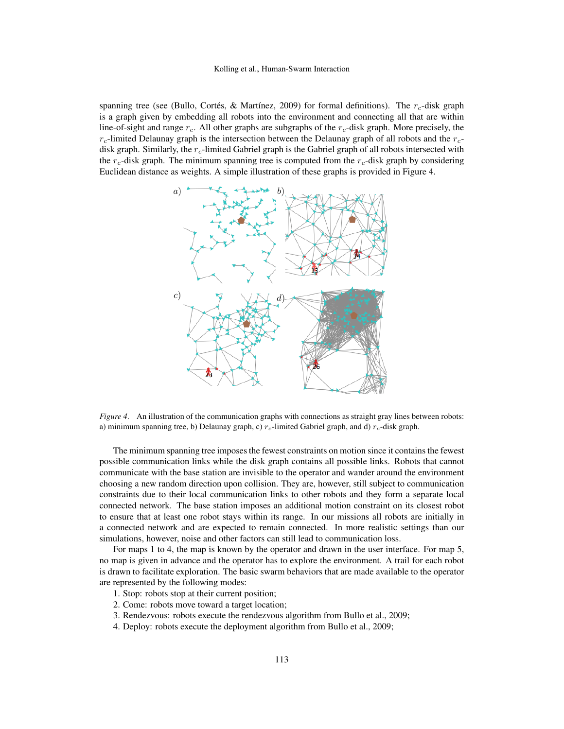spanning tree (see (Bullo, Cortés, & Martínez, 2009) for formal definitions). The $r_c$-disk graph is a graph given by embedding all robots into the environment and connecting all that are within line-of-sight and range $r_c$. All other graphs are subgraphs of the $r_c$-disk graph. More precisely, the $r_c$-limited Delaunay graph is the intersection between the Delaunay graph of all robots and the $r_c$-disk graph. Similarly, the $r_c$-limited Gabriel graph is the Gabriel graph of all robots intersected with the $r_c$-disk graph. The minimum spanning tree is computed from the $r_c$-disk graph by considering Euclidean distance as weights. A simple illustration of these graphs is provided in Figure 4.

*Figure 4*. An illustration of the communication graphs with connections as straight gray lines between robots: a) minimum spanning tree, b) Delaunay graph, c) $r_c$-limited Gabriel graph, and d) $r_c$-disk graph.

The minimum spanning tree imposes the fewest constraints on motion since it contains the fewest possible communication links while the disk graph contains all possible links. Robots that cannot communicate with the base station are invisible to the operator and wander around the environment choosing a new random direction upon collision. They are, however, still subject to communication constraints due to their local communication links to other robots and they form a separate local connected network. The base station imposes an additional motion constraint on its closest robot to ensure that at least one robot stays within its range. In our missions all robots are initially in a connected network and are expected to remain connected. In more realistic settings than our simulations, however, noise and other factors can still lead to communication loss.

For maps 1 to 4, the map is known by the operator and drawn in the user interface. For map 5, no map is given in advance and the operator has to explore the environment. A trail for each robot is drawn to facilitate exploration. The basic swarm behaviors that are made available to the operator are represented by the following modes:

1. Stop: robots stop at their current position;
2. Come: robots move toward a target location;
3. Rendezvous: robots execute the rendezvous algorithm from Bullo et al., 2009;
4. Deploy: robots execute the deployment algorithm from Bullo et al., 2009;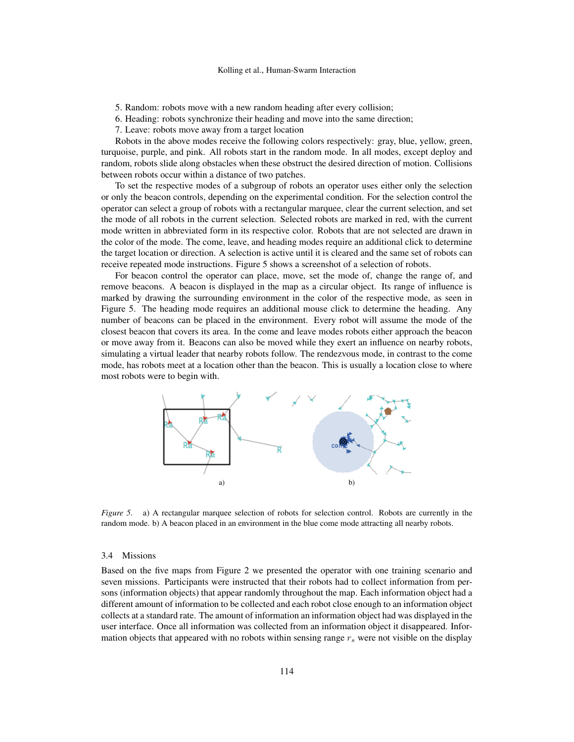5. Random: robots move with a new random heading after every collision;
6. Heading: robots synchronize their heading and move into the same direction;
7. Leave: robots move away from a target location

Robots in the above modes receive the following colors respectively: gray, blue, yellow, green, turquoise, purple, and pink. All robots start in the random mode. In all modes, except deploy and random, robots slide along obstacles when these obstruct the desired direction of motion. Collisions between robots occur within a distance of two patches.

To set the respective modes of a subgroup of robots an operator uses either only the selection or only the beacon controls, depending on the experimental condition. For the selection control the operator can select a group of robots with a rectangular marquee, clear the current selection, and set the mode of all robots in the current selection. Selected robots are marked in red, with the current mode written in abbreviated form in its respective color. Robots that are not selected are drawn in the color of the mode. The come, leave, and heading modes require an additional click to determine the target location or direction. A selection is active until it is cleared and the same set of robots can receive repeated mode instructions. Figure 5 shows a screenshot of a selection of robots.

For beacon control the operator can place, move, set the mode of, change the range of, and remove beacons. A beacon is displayed in the map as a circular object. Its range of influence is marked by drawing the surrounding environment in the color of the respective mode, as seen in Figure 5. The heading mode requires an additional mouse click to determine the heading. Any number of beacons can be placed in the environment. Every robot will assume the mode of the closest beacon that covers its area. In the come and leave modes robots either approach the beacon or move away from it. Beacons can also be moved while they exert an influence on nearby robots, simulating a virtual leader that nearby robots follow. The rendezvous mode, in contrast to the come mode, has robots meet at a location other than the beacon. This is usually a location close to where most robots were to begin with.

*Figure 5*. a) A rectangular marquee selection of robots for selection control. Robots are currently in the random mode. b) A beacon placed in an environment in the blue come mode attracting all nearby robots.

### 3.4 Missions

Based on the five maps from Figure 2 we presented the operator with one training scenario and seven missions. Participants were instructed that their robots had to collect information from persons (information objects) that appear randomly throughout the map. Each information object had a different amount of information to be collected and each robot close enough to an information object collects at a standard rate. The amount of information an information object had was displayed in the user interface. Once all information was collected from an information object it disappeared. Information objects that appeared with no robots within sensing range $r_s$ were not visible on the display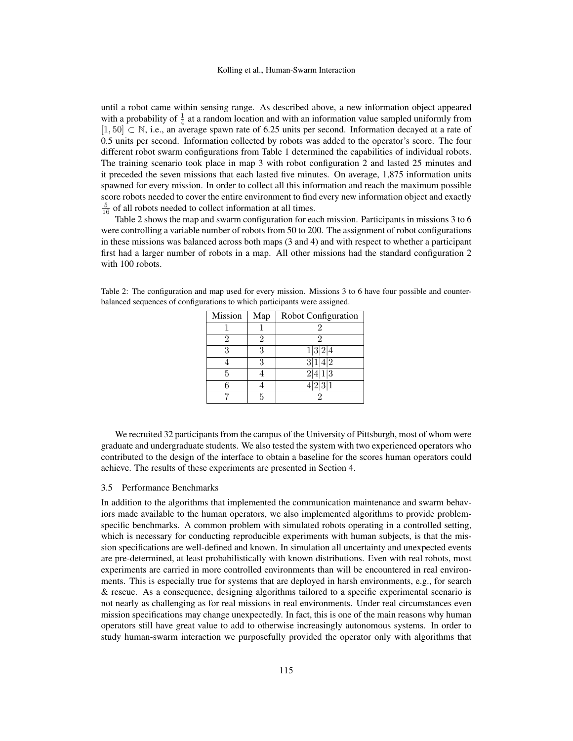until a robot came within sensing range. As described above, a new information object appeared with a probability of $\frac{1}{4}$ at a random location and with an information value sampled uniformly from $[1, 50] \subset \mathbb{N}$, i.e., an average spawn rate of 6.25 units per second. Information decayed at a rate of 0.5 units per second. Information collected by robots was added to the operator's score. The four different robot swarm configurations from Table 1 determined the capabilities of individual robots. The training scenario took place in map 3 with robot configuration 2 and lasted 25 minutes and it preceded the seven missions that each lasted five minutes. On average, 1,875 information units spawned for every mission. In order to collect all this information and reach the maximum possible score robots needed to cover the entire environment to find every new information object and exactly $\frac{5}{16}$ of all robots needed to collect information at all times.

Table 2 shows the map and swarm configuration for each mission. Participants in missions 3 to 6 were controlling a variable number of robots from 50 to 200. The assignment of robot configurations in these missions was balanced across both maps (3 and 4) and with respect to whether a participant first had a larger number of robots in a map. All other missions had the standard configuration 2 with 100 robots.

Table 2: The configuration and map used for every mission. Missions 3 to 6 have four possible and counterbalanced sequences of configurations to which participants were assigned.

| Mission | Map | Robot Configuration |
|---|---|---|
| 1 | 1 | 2 |
| 2 | 2 | 2 |
| 3 | 3 | 1\|3\|2\|4 |
| 4 | 3 | 3\|1\|4\|2 |
| 5 | 4 | 2\|4\|1\|3 |
| 6 | 4 | 4\|2\|3\|1 |
| 7 | 5 | 2 |

We recruited 32 participants from the campus of the University of Pittsburgh, most of whom were graduate and undergraduate students. We also tested the system with two experienced operators who contributed to the design of the interface to obtain a baseline for the scores human operators could achieve. The results of these experiments are presented in Section 4.

### 3.5 Performance Benchmarks

In addition to the algorithms that implemented the communication maintenance and swarm behaviors made available to the human operators, we also implemented algorithms to provide problem-specific benchmarks. A common problem with simulated robots operating in a controlled setting, which is necessary for conducting reproducible experiments with human subjects, is that the mission specifications are well-defined and known. In simulation all uncertainty and unexpected events are pre-determined, at least probabilistically with known distributions. Even with real robots, most experiments are carried in more controlled environments than will be encountered in real environments. This is especially true for systems that are deployed in harsh environments, e.g., for search & rescue. As a consequence, designing algorithms tailored to a specific experimental scenario is not nearly as challenging as for real missions in real environments. Under real circumstances even mission specifications may change unexpectedly. In fact, this is one of the main reasons why human operators still have great value to add to otherwise increasingly autonomous systems. In order to study human-swarm interaction we purposefully provided the operator only with algorithms that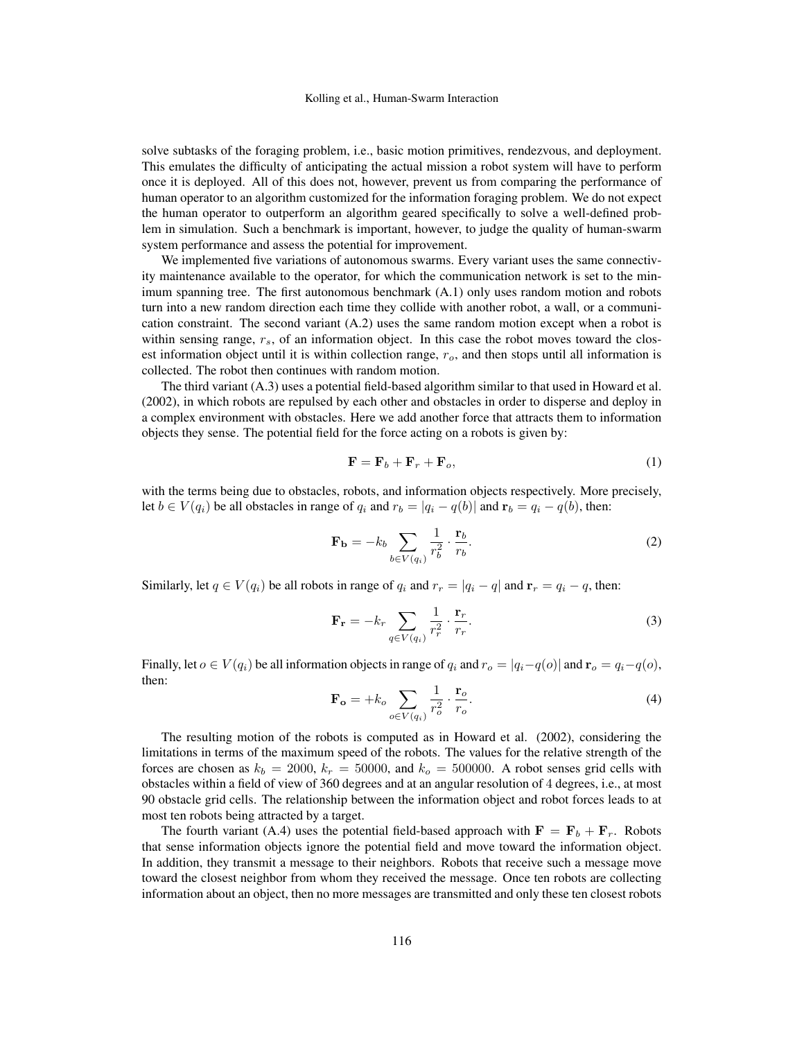solve subtasks of the foraging problem, i.e., basic motion primitives, rendezvous, and deployment. This emulates the difficulty of anticipating the actual mission a robot system will have to perform once it is deployed. All of this does not, however, prevent us from comparing the performance of human operator to an algorithm customized for the information foraging problem. We do not expect the human operator to outperform an algorithm geared specifically to solve a well-defined problem in simulation. Such a benchmark is important, however, to judge the quality of human-swarm system performance and assess the potential for improvement.

We implemented five variations of autonomous swarms. Every variant uses the same connectivity maintenance available to the operator, for which the communication network is set to the minimum spanning tree. The first autonomous benchmark (A.1) only uses random motion and robots turn into a new random direction each time they collide with another robot, a wall, or a communication constraint. The second variant (A.2) uses the same random motion except when a robot is within sensing range, $r_s$, of an information object. In this case the robot moves toward the closest information object until it is within collection range, $r_o$, and then stops until all information is collected. The robot then continues with random motion.

The third variant (A.3) uses a potential field-based algorithm similar to that used in Howard et al. (2002), in which robots are repulsed by each other and obstacles in order to disperse and deploy in a complex environment with obstacles. Here we add another force that attracts them to information objects they sense. The potential field for the force acting on a robots is given by:

$$\mathbf{F} = \mathbf{F}_b + \mathbf{F}_r + \mathbf{F}_o, \tag{1}$$

with the terms being due to obstacles, robots, and information objects respectively. More precisely, let $b \in V(q_i)$ be all obstacles in range of $q_i$ and $r_b = |q_i - q(b)|$ and $\mathbf{r}_b = q_i - q(b)$, then:

$$\mathbf{F_b} = -k_b \sum_{b \in V(q_i)} \frac{1}{r_b^2} \cdot \frac{\mathbf{r}_b}{r_b}. \tag{2}$$

Similarly, let $q \in V(q_i)$ be all robots in range of $q_i$ and $r_r = |q_i - q|$ and $\mathbf{r}_r = q_i - q$, then:

$$\mathbf{F_r} = -k_r \sum_{q \in V(q_i)} \frac{1}{r_r^2} \cdot \frac{\mathbf{r}_r}{r_r}. \tag{3}$$

Finally, let $o \in V(q_i)$ be all information objects in range of $q_i$ and $r_o = |q_i - q(o)|$ and $\mathbf{r}_o = q_i - q(o)$, then:

$$\mathbf{F_o} = +k_o \sum_{o \in V(q_i)} \frac{1}{r_o^2} \cdot \frac{\mathbf{r}_o}{r_o}. \tag{4}$$

The resulting motion of the robots is computed as in Howard et al. (2002), considering the limitations in terms of the maximum speed of the robots. The values for the relative strength of the forces are chosen as $k_b = 2000$, $k_r = 50000$, and $k_o = 500000$. A robot senses grid cells with obstacles within a field of view of 360 degrees and at an angular resolution of 4 degrees, i.e., at most 90 obstacle grid cells. The relationship between the information object and robot forces leads to at most ten robots being attracted by a target.

The fourth variant (A.4) uses the potential field-based approach with $\mathbf{F} = \mathbf{F}_b + \mathbf{F}_r$. Robots that sense information objects ignore the potential field and move toward the information object. In addition, they transmit a message to their neighbors. Robots that receive such a message move toward the closest neighbor from whom they received the message. Once ten robots are collecting information about an object, then no more messages are transmitted and only these ten closest robots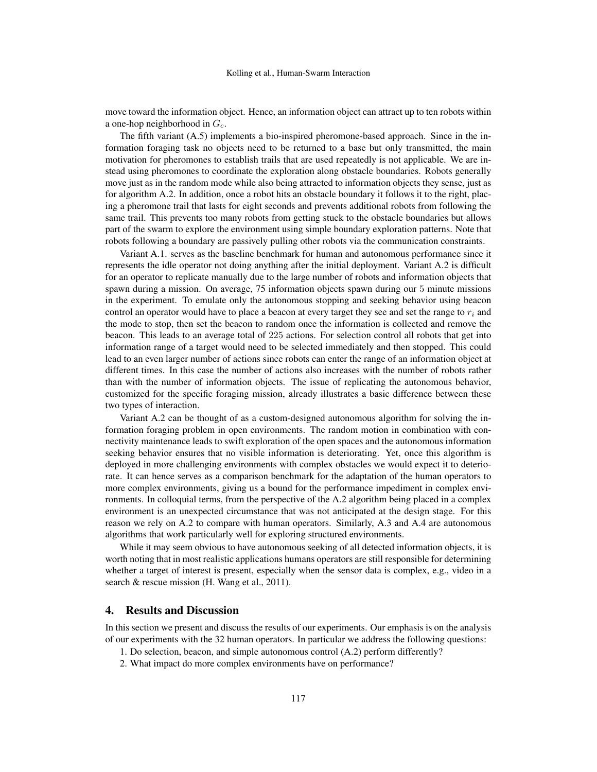move toward the information object. Hence, an information object can attract up to ten robots within a one-hop neighborhood in $G_c$.

The fifth variant (A.5) implements a bio-inspired pheromone-based approach. Since in the information foraging task no objects need to be returned to a base but only transmitted, the main motivation for pheromones to establish trails that are used repeatedly is not applicable. We are instead using pheromones to coordinate the exploration along obstacle boundaries. Robots generally move just as in the random mode while also being attracted to information objects they sense, just as for algorithm A.2. In addition, once a robot hits an obstacle boundary it follows it to the right, placing a pheromone trail that lasts for eight seconds and prevents additional robots from following the same trail. This prevents too many robots from getting stuck to the obstacle boundaries but allows part of the swarm to explore the environment using simple boundary exploration patterns. Note that robots following a boundary are passively pulling other robots via the communication constraints.

Variant A.1. serves as the baseline benchmark for human and autonomous performance since it represents the idle operator not doing anything after the initial deployment. Variant A.2 is difficult for an operator to replicate manually due to the large number of robots and information objects that spawn during a mission. On average, 75 information objects spawn during our 5 minute missions in the experiment. To emulate only the autonomous stopping and seeking behavior using beacon control an operator would have to place a beacon at every target they see and set the range to $r_i$ and the mode to stop, then set the beacon to random once the information is collected and remove the beacon. This leads to an average total of 225 actions. For selection control all robots that get into information range of a target would need to be selected immediately and then stopped. This could lead to an even larger number of actions since robots can enter the range of an information object at different times. In this case the number of actions also increases with the number of robots rather than with the number of information objects. The issue of replicating the autonomous behavior, customized for the specific foraging mission, already illustrates a basic difference between these two types of interaction.

Variant A.2 can be thought of as a custom-designed autonomous algorithm for solving the information foraging problem in open environments. The random motion in combination with connectivity maintenance leads to swift exploration of the open spaces and the autonomous information seeking behavior ensures that no visible information is deteriorating. Yet, once this algorithm is deployed in more challenging environments with complex obstacles we would expect it to deteriorate. It can hence serves as a comparison benchmark for the adaptation of the human operators to more complex environments, giving us a bound for the performance impediment in complex environments. In colloquial terms, from the perspective of the A.2 algorithm being placed in a complex environment is an unexpected circumstance that was not anticipated at the design stage. For this reason we rely on A.2 to compare with human operators. Similarly, A.3 and A.4 are autonomous algorithms that work particularly well for exploring structured environments.

While it may seem obvious to have autonomous seeking of all detected information objects, it is worth noting that in most realistic applications humans operators are still responsible for determining whether a target of interest is present, especially when the sensor data is complex, e.g., video in a search & rescue mission (H. Wang et al., 2011).

## 4. Results and Discussion

In this section we present and discuss the results of our experiments. Our emphasis is on the analysis of our experiments with the 32 human operators. In particular we address the following questions:

1. Do selection, beacon, and simple autonomous control (A.2) perform differently?
2. What impact do more complex environments have on performance?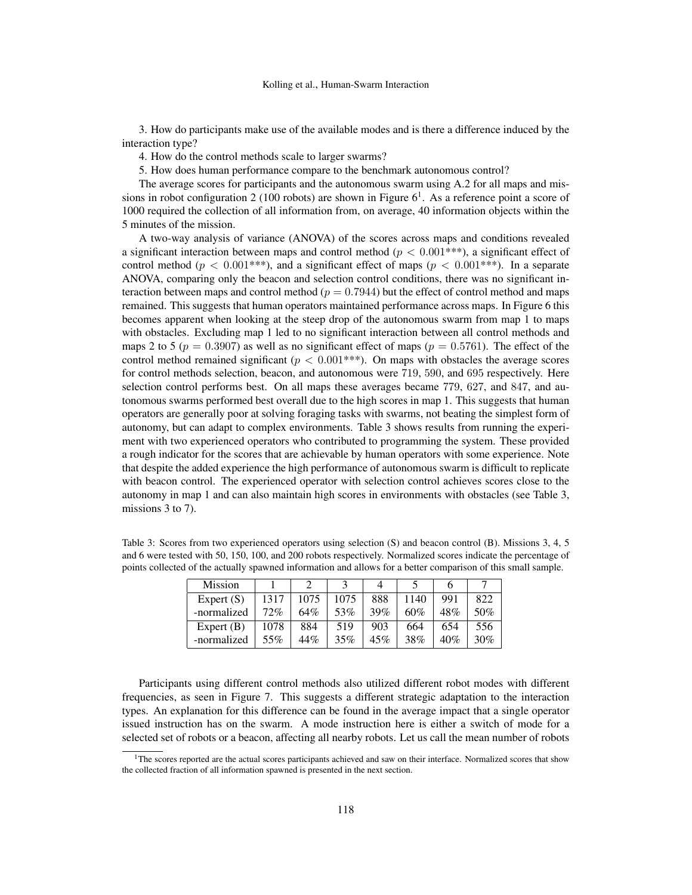3. How do participants make use of the available modes and is there a difference induced by the interaction type?

4. How do the control methods scale to larger swarms?

5. How does human performance compare to the benchmark autonomous control?

The average scores for participants and the autonomous swarm using A.2 for all maps and missions in robot configuration 2 (100 robots) are shown in Figure 6[1]. As a reference point a score of 1000 required the collection of all information from, on average, 40 information objects within the 5 minutes of the mission.

A two-way analysis of variance (ANOVA) of the scores across maps and conditions revealed a significant interaction between maps and control method ($p < 0.001$***), a significant effect of control method ($p < 0.001$***), and a significant effect of maps ($p < 0.001$***). In a separate ANOVA, comparing only the beacon and selection control conditions, there was no significant interaction between maps and control method ($p = 0.7944$) but the effect of control method and maps remained. This suggests that human operators maintained performance across maps. In Figure 6 this becomes apparent when looking at the steep drop of the autonomous swarm from map 1 to maps with obstacles. Excluding map 1 led to no significant interaction between all control methods and maps 2 to 5 ($p = 0.3907$) as well as no significant effect of maps ($p = 0.5761$). The effect of the control method remained significant ($p < 0.001$***). On maps with obstacles the average scores for control methods selection, beacon, and autonomous were 719, 590, and 695 respectively. Here selection control performs best. On all maps these averages became 779, 627, and 847, and autonomous swarms performed best overall due to the high scores in map 1. This suggests that human operators are generally poor at solving foraging tasks with swarms, not beating the simplest form of autonomy, but can adapt to complex environments. Table 3 shows results from running the experiment with two experienced operators who contributed to programming the system. These provided a rough indicator for the scores that are achievable by human operators with some experience. Note that despite the added experience the high performance of autonomous swarm is difficult to replicate with beacon control. The experienced operator with selection control achieves scores close to the autonomy in map 1 and can also maintain high scores in environments with obstacles (see Table 3, missions 3 to 7).

Table 3: Scores from two experienced operators using selection (S) and beacon control (B). Missions 3, 4, 5 and 6 were tested with 50, 150, 100, and 200 robots respectively. Normalized scores indicate the percentage of points collected of the actually spawned information and allows for a better comparison of this small sample.

| Mission | 1 | 2 | 3 | 4 | 5 | 6 | 7 |
|---|---|---|---|---|---|---|---|
| Expert (S) | 1317 | 1075 | 1075 | 888 | 1140 | 991 | 822 |
| -normalized | 72% | 64% | 53% | 39% | 60% | 48% | 50% |
| Expert (B) | 1078 | 884 | 519 | 903 | 664 | 654 | 556 |
| -normalized | 55% | 44% | 35% | 45% | 38% | 40% | 30% |

Participants using different control methods also utilized different robot modes with different frequencies, as seen in Figure 7. This suggests a different strategic adaptation to the interaction types. An explanation for this difference can be found in the average impact that a single operator issued instruction has on the swarm. A mode instruction here is either a switch of mode for a selected set of robots or a beacon, affecting all nearby robots. Let us call the mean number of robots

[1]The scores reported are the actual scores participants achieved and saw on their interface. Normalized scores that show the collected fraction of all information spawned is presented in the next section.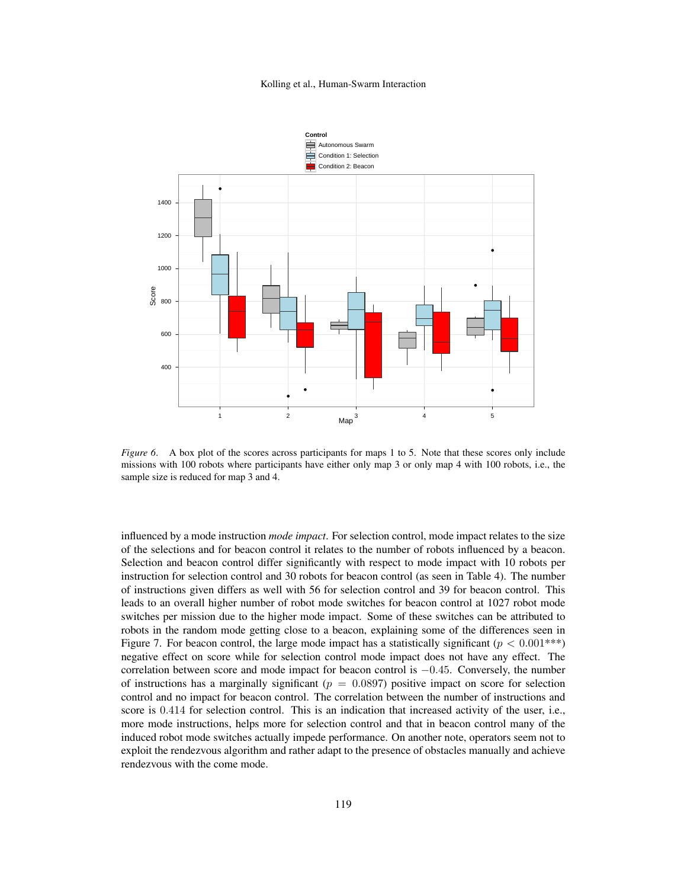*Figure 6*. A box plot of the scores across participants for maps 1 to 5. Note that these scores only include missions with 100 robots where participants have either only map 3 or only map 4 with 100 robots, i.e., the sample size is reduced for map 3 and 4.

influenced by a mode instruction *mode impact*. For selection control, mode impact relates to the size of the selections and for beacon control it relates to the number of robots influenced by a beacon. Selection and beacon control differ significantly with respect to mode impact with 10 robots per instruction for selection control and 30 robots for beacon control (as seen in Table 4). The number of instructions given differs as well with 56 for selection control and 39 for beacon control. This leads to an overall higher number of robot mode switches for beacon control at 1027 robot mode switches per mission due to the higher mode impact. Some of these switches can be attributed to robots in the random mode getting close to a beacon, explaining some of the differences seen in Figure 7. For beacon control, the large mode impact has a statistically significant ($p < 0.001$***) negative effect on score while for selection control mode impact does not have any effect. The correlation between score and mode impact for beacon control is $-0.45$. Conversely, the number of instructions has a marginally significant ($p = 0.0897$) positive impact on score for selection control and no impact for beacon control. The correlation between the number of instructions and score is $0.414$ for selection control. This is an indication that increased activity of the user, i.e., more mode instructions, helps more for selection control and that in beacon control many of the induced robot mode switches actually impede performance. On another note, operators seem not to exploit the rendezvous algorithm and rather adapt to the presence of obstacles manually and achieve rendezvous with the come mode.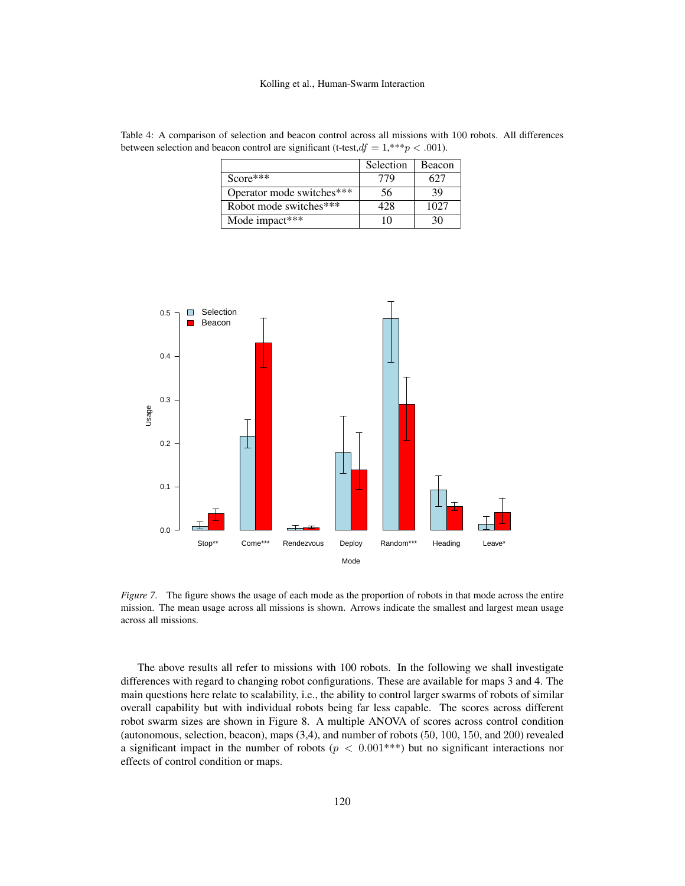Table 4: A comparison of selection and beacon control across all missions with 100 robots. All differences between selection and beacon control are significant (t-test, $df = 1$, $^{***}p < .001$).

| | Selection | Beacon |
|---|---|---|
| Score*** | 779 | 627 |
| Operator mode switches*** | 56 | 39 |
| Robot mode switches*** | 428 | 1027 |
| Mode impact*** | 10 | 30 |

*Figure 7*. The figure shows the usage of each mode as the proportion of robots in that mode across the entire mission. The mean usage across all missions is shown. Arrows indicate the smallest and largest mean usage across all missions.

The above results all refer to missions with 100 robots. In the following we shall investigate differences with regard to changing robot configurations. These are available for maps 3 and 4. The main questions here relate to scalability, i.e., the ability to control larger swarms of robots of similar overall capability but with individual robots being far less capable. The scores across different robot swarm sizes are shown in Figure 8. A multiple ANOVA of scores across control condition (autonomous, selection, beacon), maps (3,4), and number of robots (50, 100, 150, and 200) revealed a significant impact in the number of robots ($p < 0.001^{***}$) but no significant interactions nor effects of control condition or maps.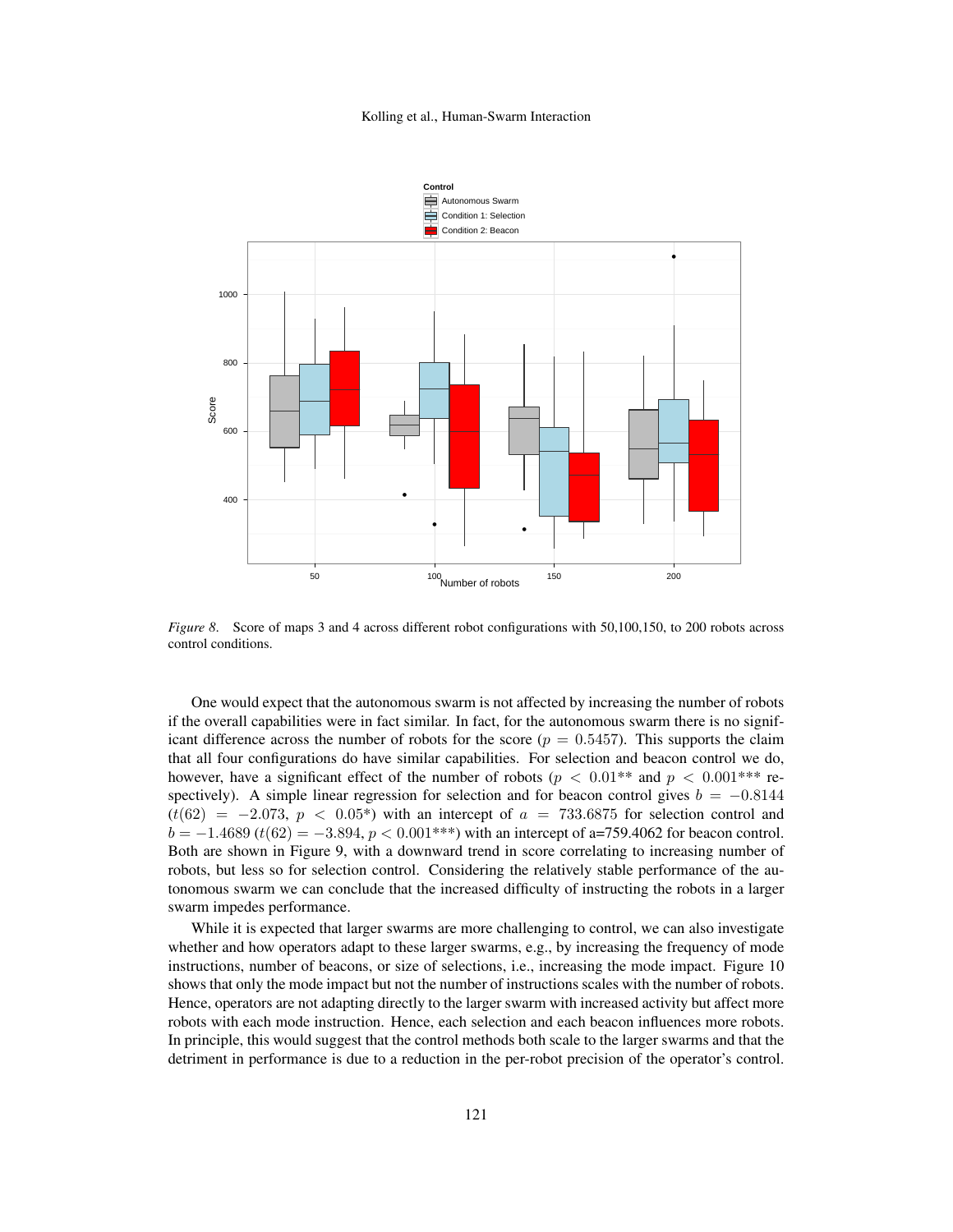*Figure 8.* Score of maps 3 and 4 across different robot configurations with 50,100,150, to 200 robots across control conditions.

One would expect that the autonomous swarm is not affected by increasing the number of robots if the overall capabilities were in fact similar. In fact, for the autonomous swarm there is no significant difference across the number of robots for the score ($p = 0.5457$). This supports the claim that all four configurations do have similar capabilities. For selection and beacon control we do, however, have a significant effect of the number of robots ($p < 0.01$** and $p < 0.001$*** respectively). A simple linear regression for selection and for beacon control gives $b = -0.8144$ ($t(62) = -2.073$, $p < 0.05$*) with an intercept of $a = 733.6875$ for selection control and $b = -1.4689$ ($t(62) = -3.894$, $p < 0.001$***) with an intercept of a=759.4062 for beacon control. Both are shown in Figure 9, with a downward trend in score correlating to increasing number of robots, but less so for selection control. Considering the relatively stable performance of the autonomous swarm we can conclude that the increased difficulty of instructing the robots in a larger swarm impedes performance.

While it is expected that larger swarms are more challenging to control, we can also investigate whether and how operators adapt to these larger swarms, e.g., by increasing the frequency of mode instructions, number of beacons, or size of selections, i.e., increasing the mode impact. Figure 10 shows that only the mode impact but not the number of instructions scales with the number of robots. Hence, operators are not adapting directly to the larger swarm with increased activity but affect more robots with each mode instruction. Hence, each selection and each beacon influences more robots. In principle, this would suggest that the control methods both scale to the larger swarms and that the detriment in performance is due to a reduction in the per-robot precision of the operator's control.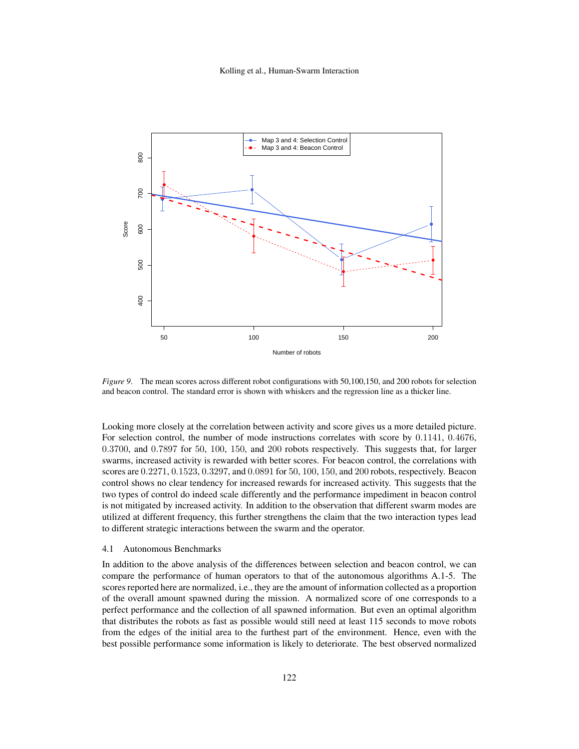*Figure 9*. The mean scores across different robot configurations with 50,100,150, and 200 robots for selection and beacon control. The standard error is shown with whiskers and the regression line as a thicker line.

Looking more closely at the correlation between activity and score gives us a more detailed picture. For selection control, the number of mode instructions correlates with score by $0.1141$, $0.4676$, $0.3700$, and $0.7897$ for $50$, $100$, $150$, and $200$ robots respectively. This suggests that, for larger swarms, increased activity is rewarded with better scores. For beacon control, the correlations with scores are $0.2271$, $0.1523$, $0.3297$, and $0.0891$ for $50$, $100$, $150$, and $200$ robots, respectively. Beacon control shows no clear tendency for increased rewards for increased activity. This suggests that the two types of control do indeed scale differently and the performance impediment in beacon control is not mitigated by increased activity. In addition to the observation that different swarm modes are utilized at different frequency, this further strengthens the claim that the two interaction types lead to different strategic interactions between the swarm and the operator.

## 4.1 Autonomous Benchmarks

In addition to the above analysis of the differences between selection and beacon control, we can compare the performance of human operators to that of the autonomous algorithms A.1-5. The scores reported here are normalized, i.e., they are the amount of information collected as a proportion of the overall amount spawned during the mission. A normalized score of one corresponds to a perfect performance and the collection of all spawned information. But even an optimal algorithm that distributes the robots as fast as possible would still need at least 115 seconds to move robots from the edges of the initial area to the furthest part of the environment. Hence, even with the best possible performance some information is likely to deteriorate. The best observed normalized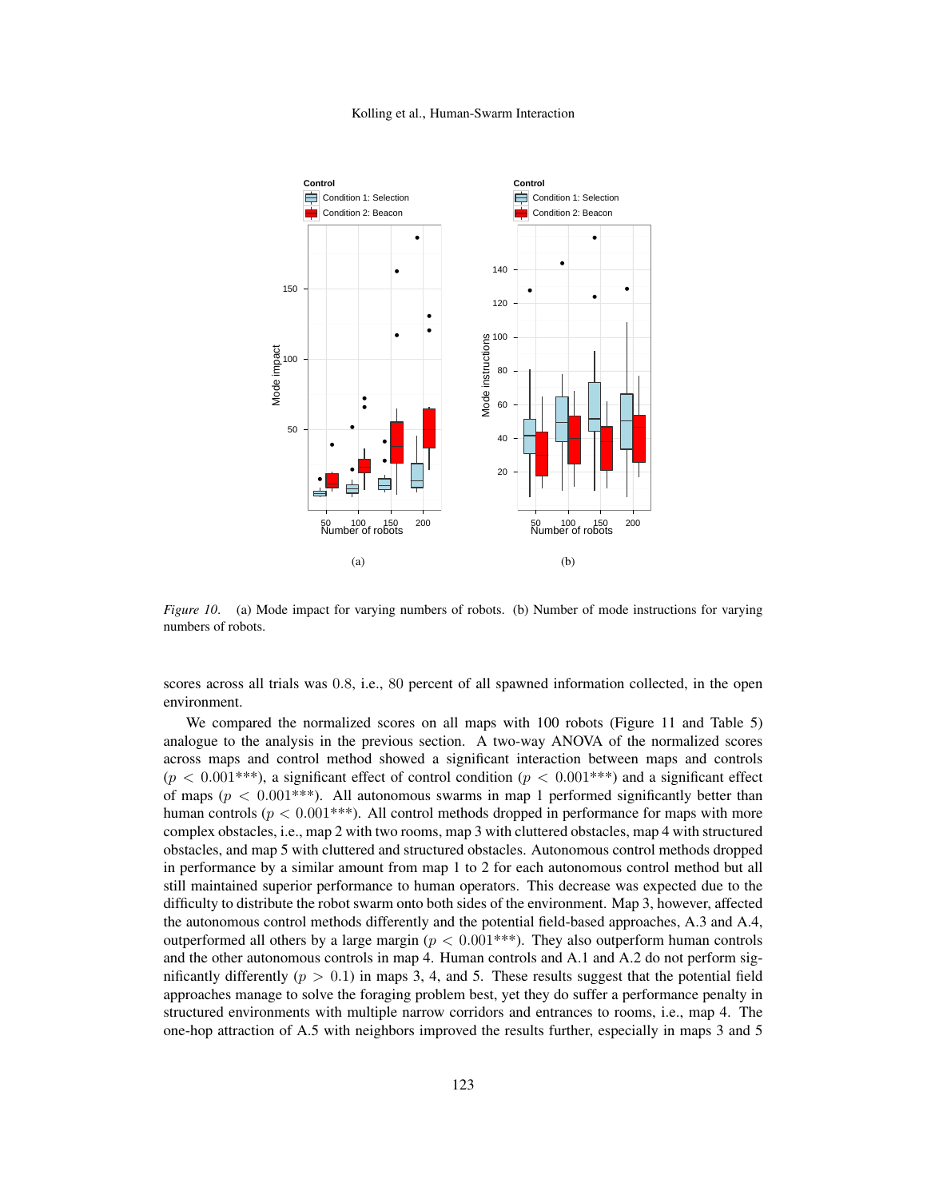*Figure 10.* (a) Mode impact for varying numbers of robots. (b) Number of mode instructions for varying numbers of robots.

scores across all trials was 0.8, i.e., 80 percent of all spawned information collected, in the open environment.

We compared the normalized scores on all maps with 100 robots (Figure 11 and Table 5) analogue to the analysis in the previous section. A two-way ANOVA of the normalized scores across maps and control method showed a significant interaction between maps and controls ($p < 0.001$***), a significant effect of control condition ($p < 0.001$***) and a significant effect of maps ($p < 0.001$***). All autonomous swarms in map 1 performed significantly better than human controls ($p < 0.001$***). All control methods dropped in performance for maps with more complex obstacles, i.e., map 2 with two rooms, map 3 with cluttered obstacles, map 4 with structured obstacles, and map 5 with cluttered and structured obstacles. Autonomous control methods dropped in performance by a similar amount from map 1 to 2 for each autonomous control method but all still maintained superior performance to human operators. This decrease was expected due to the difficulty to distribute the robot swarm onto both sides of the environment. Map 3, however, affected the autonomous control methods differently and the potential field-based approaches, A.3 and A.4, outperformed all others by a large margin ($p < 0.001$***). They also outperform human controls and the other autonomous controls in map 4. Human controls and A.1 and A.2 do not perform significantly differently ($p > 0.1$) in maps 3, 4, and 5. These results suggest that the potential field approaches manage to solve the foraging problem best, yet they do suffer a performance penalty in structured environments with multiple narrow corridors and entrances to rooms, i.e., map 4. The one-hop attraction of A.5 with neighbors improved the results further, especially in maps 3 and 5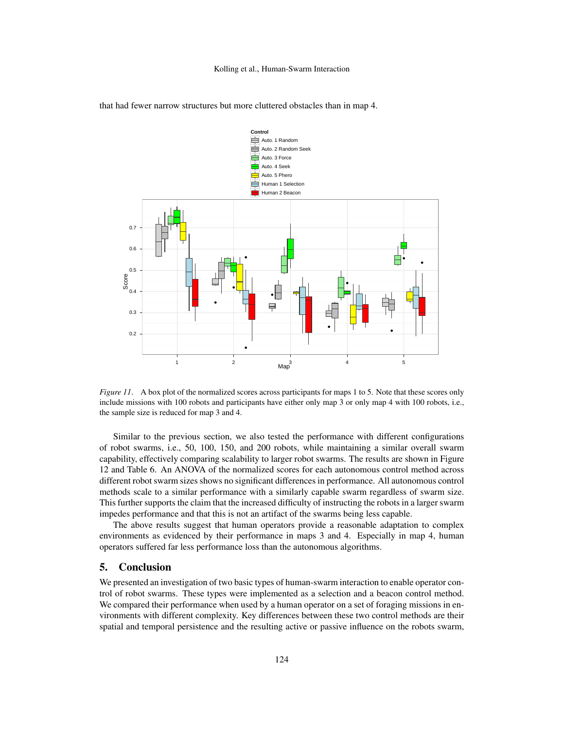that had fewer narrow structures but more cluttered obstacles than in map 4.

*Figure 11*. A box plot of the normalized scores across participants for maps 1 to 5. Note that these scores only include missions with 100 robots and participants have either only map 3 or only map 4 with 100 robots, i.e., the sample size is reduced for map 3 and 4.

Similar to the previous section, we also tested the performance with different configurations of robot swarms, i.e., 50, 100, 150, and 200 robots, while maintaining a similar overall swarm capability, effectively comparing scalability to larger robot swarms. The results are shown in Figure 12 and Table 6. An ANOVA of the normalized scores for each autonomous control method across different robot swarm sizes shows no significant differences in performance. All autonomous control methods scale to a similar performance with a similarly capable swarm regardless of swarm size. This further supports the claim that the increased difficulty of instructing the robots in a larger swarm impedes performance and that this is not an artifact of the swarms being less capable.

The above results suggest that human operators provide a reasonable adaptation to complex environments as evidenced by their performance in maps 3 and 4. Especially in map 4, human operators suffered far less performance loss than the autonomous algorithms.

## 5. Conclusion

We presented an investigation of two basic types of human-swarm interaction to enable operator control of robot swarms. These types were implemented as a selection and a beacon control method. We compared their performance when used by a human operator on a set of foraging missions in environments with different complexity. Key differences between these two control methods are their spatial and temporal persistence and the resulting active or passive influence on the robots swarm,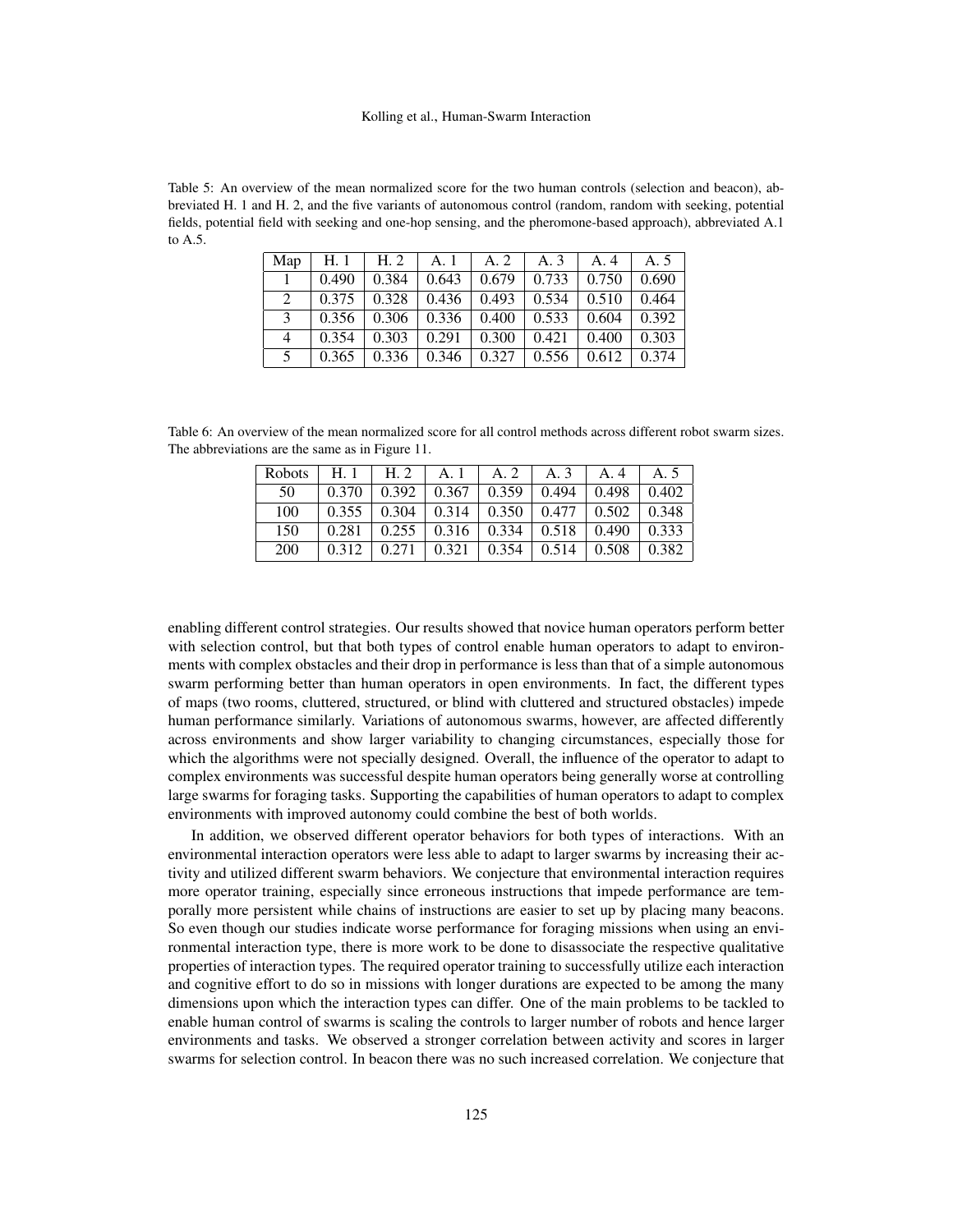Table 5: An overview of the mean normalized score for the two human controls (selection and beacon), abbreviated H. 1 and H. 2, and the five variants of autonomous control (random, random with seeking, potential fields, potential field with seeking and one-hop sensing, and the pheromone-based approach), abbreviated A.1 to A.5.

| Map | H. 1 | H. 2 | A. 1 | A. 2 | A. 3 | A. 4 | A. 5 |
|---|---|---|---|---|---|---|---|
| 1 | 0.490 | 0.384 | 0.643 | 0.679 | 0.733 | 0.750 | 0.690 |
| 2 | 0.375 | 0.328 | 0.436 | 0.493 | 0.534 | 0.510 | 0.464 |
| 3 | 0.356 | 0.306 | 0.336 | 0.400 | 0.533 | 0.604 | 0.392 |
| 4 | 0.354 | 0.303 | 0.291 | 0.300 | 0.421 | 0.400 | 0.303 |
| 5 | 0.365 | 0.336 | 0.346 | 0.327 | 0.556 | 0.612 | 0.374 |

Table 6: An overview of the mean normalized score for all control methods across different robot swarm sizes. The abbreviations are the same as in Figure 11.

| Robots | H. 1 | H. 2 | A. 1 | A. 2 | A. 3 | A. 4 | A. 5 |
|---|---|---|---|---|---|---|---|
| 50 | 0.370 | 0.392 | 0.367 | 0.359 | 0.494 | 0.498 | 0.402 |
| 100 | 0.355 | 0.304 | 0.314 | 0.350 | 0.477 | 0.502 | 0.348 |
| 150 | 0.281 | 0.255 | 0.316 | 0.334 | 0.518 | 0.490 | 0.333 |
| 200 | 0.312 | 0.271 | 0.321 | 0.354 | 0.514 | 0.508 | 0.382 |

enabling different control strategies. Our results showed that novice human operators perform better with selection control, but that both types of control enable human operators to adapt to environments with complex obstacles and their drop in performance is less than that of a simple autonomous swarm performing better than human operators in open environments. In fact, the different types of maps (two rooms, cluttered, structured, or blind with cluttered and structured obstacles) impede human performance similarly. Variations of autonomous swarms, however, are affected differently across environments and show larger variability to changing circumstances, especially those for which the algorithms were not specially designed. Overall, the influence of the operator to adapt to complex environments was successful despite human operators being generally worse at controlling large swarms for foraging tasks. Supporting the capabilities of human operators to adapt to complex environments with improved autonomy could combine the best of both worlds.

In addition, we observed different operator behaviors for both types of interactions. With an environmental interaction operators were less able to adapt to larger swarms by increasing their activity and utilized different swarm behaviors. We conjecture that environmental interaction requires more operator training, especially since erroneous instructions that impede performance are temporally more persistent while chains of instructions are easier to set up by placing many beacons. So even though our studies indicate worse performance for foraging missions when using an environmental interaction type, there is more work to be done to disassociate the respective qualitative properties of interaction types. The required operator training to successfully utilize each interaction and cognitive effort to do so in missions with longer durations are expected to be among the many dimensions upon which the interaction types can differ. One of the main problems to be tackled to enable human control of swarms is scaling the controls to larger number of robots and hence larger environments and tasks. We observed a stronger correlation between activity and scores in larger swarms for selection control. In beacon there was no such increased correlation. We conjecture that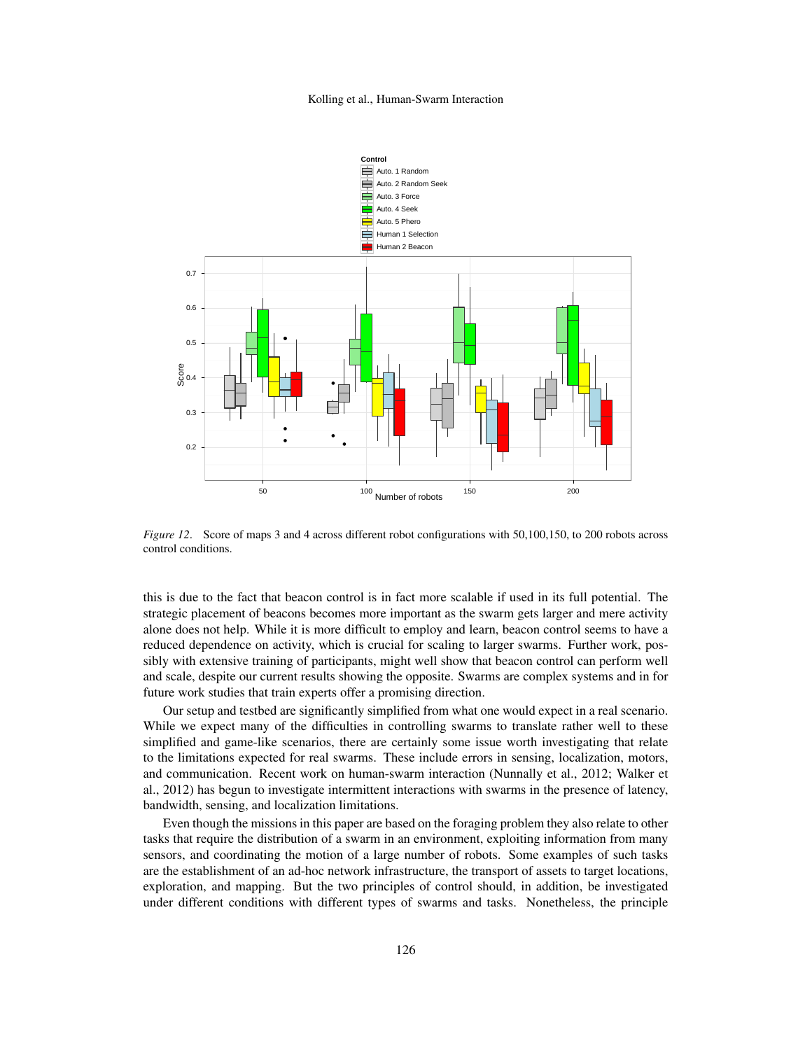*Figure 12*. Score of maps 3 and 4 across different robot configurations with 50,100,150, to 200 robots across control conditions.

this is due to the fact that beacon control is in fact more scalable if used in its full potential. The strategic placement of beacons becomes more important as the swarm gets larger and mere activity alone does not help. While it is more difficult to employ and learn, beacon control seems to have a reduced dependence on activity, which is crucial for scaling to larger swarms. Further work, possibly with extensive training of participants, might well show that beacon control can perform well and scale, despite our current results showing the opposite. Swarms are complex systems and in for future work studies that train experts offer a promising direction.

Our setup and testbed are significantly simplified from what one would expect in a real scenario. While we expect many of the difficulties in controlling swarms to translate rather well to these simplified and game-like scenarios, there are certainly some issue worth investigating that relate to the limitations expected for real swarms. These include errors in sensing, localization, motors, and communication. Recent work on human-swarm interaction (Nunnally et al., 2012; Walker et al., 2012) has begun to investigate intermittent interactions with swarms in the presence of latency, bandwidth, sensing, and localization limitations.

Even though the missions in this paper are based on the foraging problem they also relate to other tasks that require the distribution of a swarm in an environment, exploiting information from many sensors, and coordinating the motion of a large number of robots. Some examples of such tasks are the establishment of an ad-hoc network infrastructure, the transport of assets to target locations, exploration, and mapping. But the two principles of control should, in addition, be investigated under different conditions with different types of swarms and tasks. Nonetheless, the principle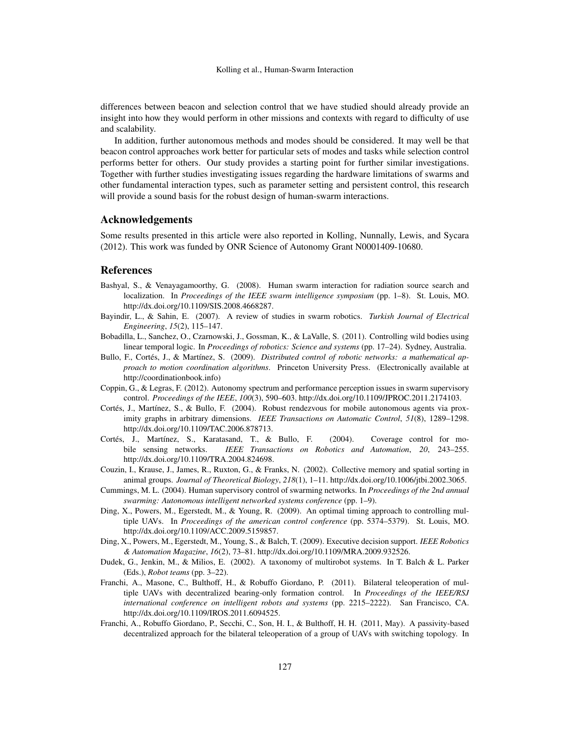differences between beacon and selection control that we have studied should already provide an insight into how they would perform in other missions and contexts with regard to difficulty of use and scalability.

In addition, further autonomous methods and modes should be considered. It may well be that beacon control approaches work better for particular sets of modes and tasks while selection control performs better for others. Our study provides a starting point for further similar investigations. Together with further studies investigating issues regarding the hardware limitations of swarms and other fundamental interaction types, such as parameter setting and persistent control, this research will provide a sound basis for the robust design of human-swarm interactions.

## Acknowledgements

Some results presented in this article were also reported in Kolling, Nunnally, Lewis, and Sycara (2012). This work was funded by ONR Science of Autonomy Grant N0001409-10680.

## References

Bashyal, S., & Venayagamoorthy, G. (2008). Human swarm interaction for radiation source search and localization. In *Proceedings of the IEEE swarm intelligence symposium* (pp. 1–8). St. Louis, MO. http://dx.doi.org/10.1109/SIS.2008.4668287.

Bayindir, L., & Sahin, E. (2007). A review of studies in swarm robotics. *Turkish Journal of Electrical Engineering*, *15*(2), 115–147.

Bobadilla, L., Sanchez, O., Czarnowski, J., Gossman, K., & LaValle, S. (2011). Controlling wild bodies using linear temporal logic. In *Proceedings of robotics: Science and systems* (pp. 17–24). Sydney, Australia.

Bullo, F., Cortés, J., & Martínez, S. (2009). *Distributed control of robotic networks: a mathematical approach to motion coordination algorithms*. Princeton University Press. (Electronically available at http://coordinationbook.info)

Coppin, G., & Legras, F. (2012). Autonomy spectrum and performance perception issues in swarm supervisory control. *Proceedings of the IEEE*, *100*(3), 590–603. http://dx.doi.org/10.1109/JPROC.2011.2174103.

Cortés, J., Martínez, S., & Bullo, F. (2004). Robust rendezvous for mobile autonomous agents via proximity graphs in arbitrary dimensions. *IEEE Transactions on Automatic Control*, *51*(8), 1289–1298. http://dx.doi.org/10.1109/TAC.2006.878713.

Cortés, J., Martínez, S., Karatasand, T., & Bullo, F. (2004). Coverage control for mobile sensing networks. *IEEE Transactions on Robotics and Automation*, *20*, 243–255. http://dx.doi.org/10.1109/TRA.2004.824698.

Couzin, I., Krause, J., James, R., Ruxton, G., & Franks, N. (2002). Collective memory and spatial sorting in animal groups. *Journal of Theoretical Biology*, *218*(1), 1–11. http://dx.doi.org/10.1006/jtbi.2002.3065.

Cummings, M. L. (2004). Human supervisory control of swarming networks. In *Proceedings of the 2nd annual swarming: Autonomous intelligent networked systems conference* (pp. 1–9).

Ding, X., Powers, M., Egerstedt, M., & Young, R. (2009). An optimal timing approach to controlling multiple UAVs. In *Proceedings of the american control conference* (pp. 5374–5379). St. Louis, MO. http://dx.doi.org/10.1109/ACC.2009.5159857.

Ding, X., Powers, M., Egerstedt, M., Young, S., & Balch, T. (2009). Executive decision support. *IEEE Robotics & Automation Magazine*, *16*(2), 73–81. http://dx.doi.org/10.1109/MRA.2009.932526.

Dudek, G., Jenkin, M., & Milios, E. (2002). A taxonomy of multirobot systems. In T. Balch & L. Parker (Eds.), *Robot teams* (pp. 3–22).

Franchi, A., Masone, C., Bulthoff, H., & Robuffo Giordano, P. (2011). Bilateral teleoperation of multiple UAVs with decentralized bearing-only formation control. In *Proceedings of the IEEE/RSJ international conference on intelligent robots and systems* (pp. 2215–2222). San Francisco, CA. http://dx.doi.org/10.1109/IROS.2011.6094525.

Franchi, A., Robuffo Giordano, P., Secchi, C., Son, H. I., & Bulthoff, H. H. (2011, May). A passivity-based decentralized approach for the bilateral teleoperation of a group of UAVs with switching topology. In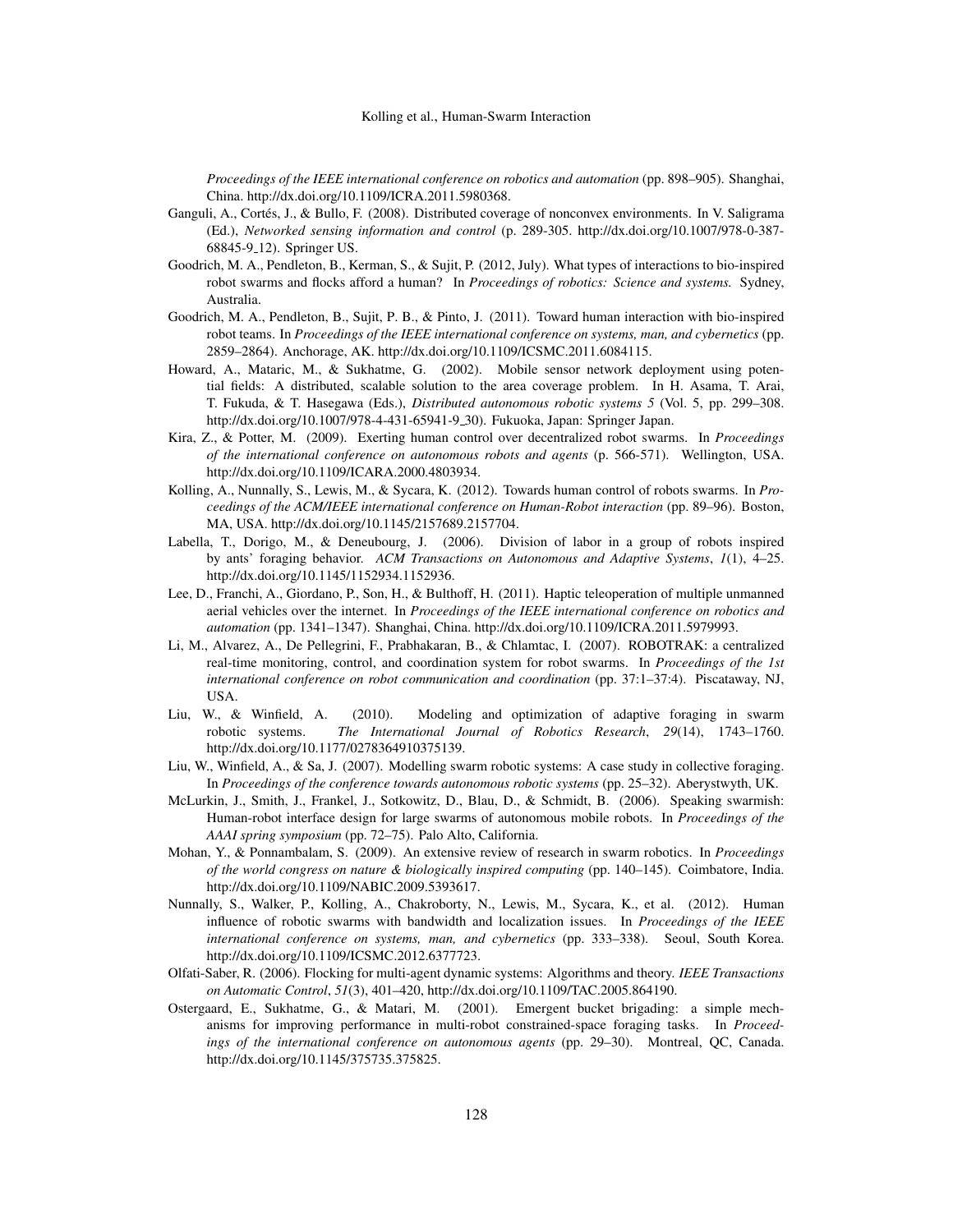*Proceedings of the IEEE international conference on robotics and automation* (pp. 898–905). Shanghai, China. http://dx.doi.org/10.1109/ICRA.2011.5980368.

Ganguli, A., Cortés, J., & Bullo, F. (2008). Distributed coverage of nonconvex environments. In V. Saligrama (Ed.), *Networked sensing information and control* (p. 289-305. http://dx.doi.org/10.1007/978-0-387-68845-9_12). Springer US.

Goodrich, M. A., Pendleton, B., Kerman, S., & Sujit, P. (2012, July). What types of interactions to bio-inspired robot swarms and flocks afford a human? In *Proceedings of robotics: Science and systems.* Sydney, Australia.

Goodrich, M. A., Pendleton, B., Sujit, P. B., & Pinto, J. (2011). Toward human interaction with bio-inspired robot teams. In *Proceedings of the IEEE international conference on systems, man, and cybernetics* (pp. 2859–2864). Anchorage, AK. http://dx.doi.org/10.1109/ICSMC.2011.6084115.

Howard, A., Mataric, M., & Sukhatme, G. (2002). Mobile sensor network deployment using potential fields: A distributed, scalable solution to the area coverage problem. In H. Asama, T. Arai, T. Fukuda, & T. Hasegawa (Eds.), *Distributed autonomous robotic systems 5* (Vol. 5, pp. 299–308. http://dx.doi.org/10.1007/978-4-431-65941-9_30). Fukuoka, Japan: Springer Japan.

Kira, Z., & Potter, M. (2009). Exerting human control over decentralized robot swarms. In *Proceedings of the international conference on autonomous robots and agents* (p. 566-571). Wellington, USA. http://dx.doi.org/10.1109/ICARA.2000.4803934.

Kolling, A., Nunnally, S., Lewis, M., & Sycara, K. (2012). Towards human control of robots swarms. In *Proceedings of the ACM/IEEE international conference on Human-Robot interaction* (pp. 89–96). Boston, MA, USA. http://dx.doi.org/10.1145/2157689.2157704.

Labella, T., Dorigo, M., & Deneubourg, J. (2006). Division of labor in a group of robots inspired by ants' foraging behavior. *ACM Transactions on Autonomous and Adaptive Systems*, *1*(1), 4–25. http://dx.doi.org/10.1145/1152934.1152936.

Lee, D., Franchi, A., Giordano, P., Son, H., & Bulthoff, H. (2011). Haptic teleoperation of multiple unmanned aerial vehicles over the internet. In *Proceedings of the IEEE international conference on robotics and automation* (pp. 1341–1347). Shanghai, China. http://dx.doi.org/10.1109/ICRA.2011.5979993.

Li, M., Alvarez, A., De Pellegrini, F., Prabhakaran, B., & Chlamtac, I. (2007). ROBOTRAK: a centralized real-time monitoring, control, and coordination system for robot swarms. In *Proceedings of the 1st international conference on robot communication and coordination* (pp. 37:1–37:4). Piscataway, NJ, USA.

Liu, W., & Winfield, A. (2010). Modeling and optimization of adaptive foraging in swarm robotic systems. *The International Journal of Robotics Research*, *29*(14), 1743–1760. http://dx.doi.org/10.1177/0278364910375139.

Liu, W., Winfield, A., & Sa, J. (2007). Modelling swarm robotic systems: A case study in collective foraging. In *Proceedings of the conference towards autonomous robotic systems* (pp. 25–32). Aberystwyth, UK.

McLurkin, J., Smith, J., Frankel, J., Sotkowitz, D., Blau, D., & Schmidt, B. (2006). Speaking swarmish: Human-robot interface design for large swarms of autonomous mobile robots. In *Proceedings of the AAAI spring symposium* (pp. 72–75). Palo Alto, California.

Mohan, Y., & Ponnambalam, S. (2009). An extensive review of research in swarm robotics. In *Proceedings of the world congress on nature & biologically inspired computing* (pp. 140–145). Coimbatore, India. http://dx.doi.org/10.1109/NABIC.2009.5393617.

Nunnally, S., Walker, P., Kolling, A., Chakroborty, N., Lewis, M., Sycara, K., et al. (2012). Human influence of robotic swarms with bandwidth and localization issues. In *Proceedings of the IEEE international conference on systems, man, and cybernetics* (pp. 333–338). Seoul, South Korea. http://dx.doi.org/10.1109/ICSMC.2012.6377723.

Olfati-Saber, R. (2006). Flocking for multi-agent dynamic systems: Algorithms and theory. *IEEE Transactions on Automatic Control*, *51*(3), 401–420, http://dx.doi.org/10.1109/TAC.2005.864190.

Ostergaard, E., Sukhatme, G., & Matari, M. (2001). Emergent bucket brigading: a simple mechanisms for improving performance in multi-robot constrained-space foraging tasks. In *Proceedings of the international conference on autonomous agents* (pp. 29–30). Montreal, QC, Canada. http://dx.doi.org/10.1145/375735.375825.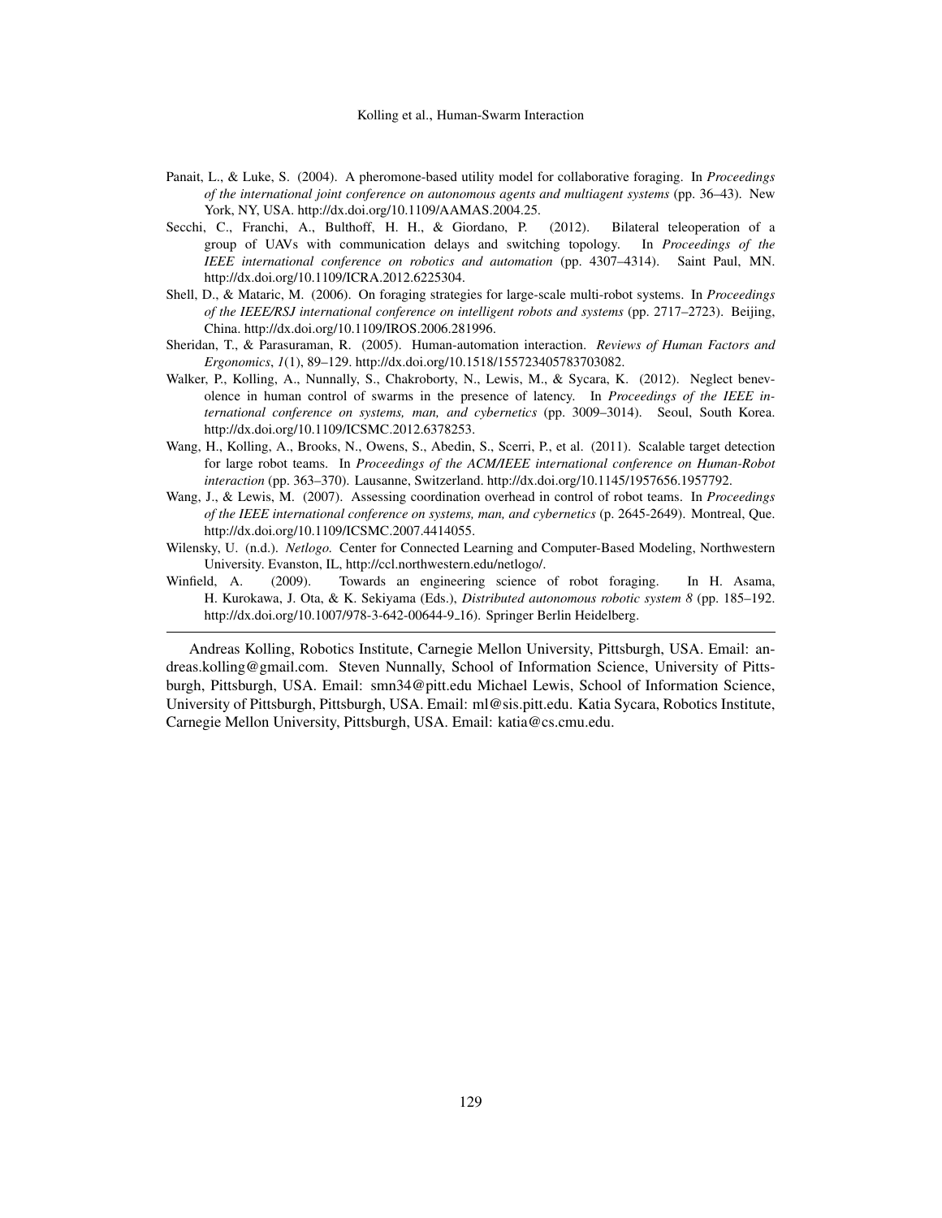Panait, L., & Luke, S. (2004). A pheromone-based utility model for collaborative foraging. In *Proceedings of the international joint conference on autonomous agents and multiagent systems* (pp. 36–43). New York, NY, USA. http://dx.doi.org/10.1109/AAMAS.2004.25.

Secchi, C., Franchi, A., Bulthoff, H. H., & Giordano, P. (2012). Bilateral teleoperation of a group of UAVs with communication delays and switching topology. In *Proceedings of the IEEE international conference on robotics and automation* (pp. 4307–4314). Saint Paul, MN. http://dx.doi.org/10.1109/ICRA.2012.6225304.

Shell, D., & Mataric, M. (2006). On foraging strategies for large-scale multi-robot systems. In *Proceedings of the IEEE/RSJ international conference on intelligent robots and systems* (pp. 2717–2723). Beijing, China. http://dx.doi.org/10.1109/IROS.2006.281996.

Sheridan, T., & Parasuraman, R. (2005). Human-automation interaction. *Reviews of Human Factors and Ergonomics*, *1*(1), 89–129. http://dx.doi.org/10.1518/155723405783703082.

Walker, P., Kolling, A., Nunnally, S., Chakroborty, N., Lewis, M., & Sycara, K. (2012). Neglect benevolence in human control of swarms in the presence of latency. In *Proceedings of the IEEE international conference on systems, man, and cybernetics* (pp. 3009–3014). Seoul, South Korea. http://dx.doi.org/10.1109/ICSMC.2012.6378253.

Wang, H., Kolling, A., Brooks, N., Owens, S., Abedin, S., Scerri, P., et al. (2011). Scalable target detection for large robot teams. In *Proceedings of the ACM/IEEE international conference on Human-Robot interaction* (pp. 363–370). Lausanne, Switzerland. http://dx.doi.org/10.1145/1957656.1957792.

Wang, J., & Lewis, M. (2007). Assessing coordination overhead in control of robot teams. In *Proceedings of the IEEE international conference on systems, man, and cybernetics* (p. 2645-2649). Montreal, Que. http://dx.doi.org/10.1109/ICSMC.2007.4414055.

Wilensky, U. (n.d.). *Netlogo*. Center for Connected Learning and Computer-Based Modeling, Northwestern University. Evanston, IL, http://ccl.northwestern.edu/netlogo/.

Winfield, A. (2009). Towards an engineering science of robot foraging. In H. Asama, H. Kurokawa, J. Ota, & K. Sekiyama (Eds.), *Distributed autonomous robotic system 8* (pp. 185–192. http://dx.doi.org/10.1007/978-3-642-00644-9_16). Springer Berlin Heidelberg.

---

Andreas Kolling, Robotics Institute, Carnegie Mellon University, Pittsburgh, USA. Email: andreas.kolling@gmail.com. Steven Nunnally, School of Information Science, University of Pittsburgh, Pittsburgh, USA. Email: smn34@pitt.edu Michael Lewis, School of Information Science, University of Pittsburgh, Pittsburgh, USA. Email: ml@sis.pitt.edu. Katia Sycara, Robotics Institute, Carnegie Mellon University, Pittsburgh, USA. Email: katia@cs.cmu.edu.